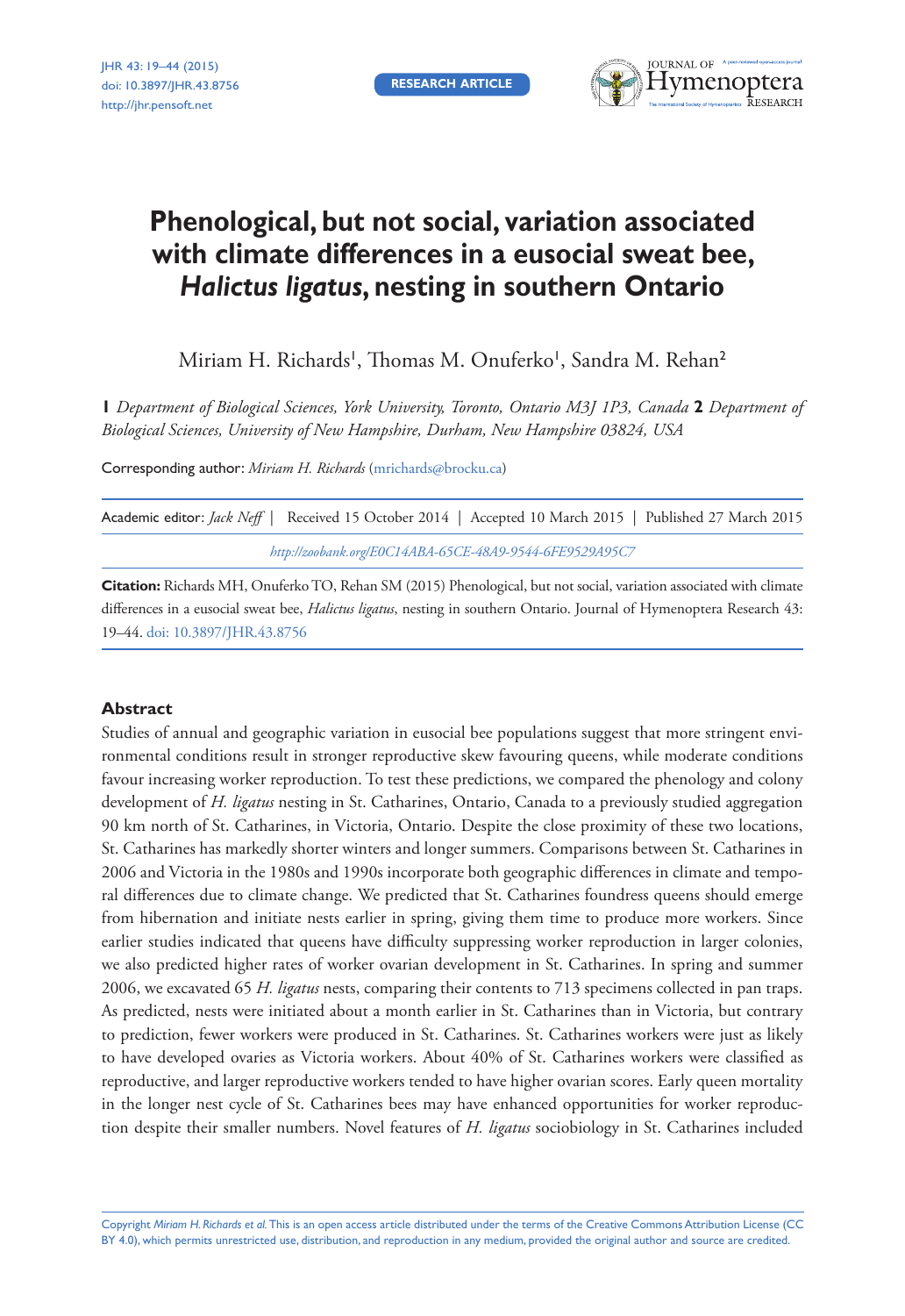RESEARCH ARTICLE

# Phenological, but not social, variation associated with climate differences in a eusocial sweat bee, *Halictus ligatus*, nesting in southern Ontario

Miriam H. Richards[1], Thomas M. Onuferko[1], Sandra M. Rehan[2]

**1** *Department of Biological Sciences, York University, Toronto, Ontario M3J 1P3, Canada* **2** *Department of Biological Sciences, University of New Hampshire, Durham, New Hampshire 03824, USA*

Corresponding author: *Miriam H. Richards* (mrichards@brocku.ca)

Academic editor: *Jack Neff* | Received 15 October 2014 | Accepted 10 March 2015 | Published 27 March 2015

*http://zoobank.org/E0C14ABA-65CE-48A9-9544-6FE9529A95C7*

**Citation:** Richards MH, Onuferko TO, Rehan SM (2015) Phenological, but not social, variation associated with climate differences in a eusocial sweat bee, *Halictus ligatus*, nesting in southern Ontario. Journal of Hymenoptera Research 43: 19–44. doi: 10.3897/JHR.43.8756

### Abstract

Studies of annual and geographic variation in eusocial bee populations suggest that more stringent environmental conditions result in stronger reproductive skew favouring queens, while moderate conditions favour increasing worker reproduction. To test these predictions, we compared the phenology and colony development of *H. ligatus* nesting in St. Catharines, Ontario, Canada to a previously studied aggregation 90 km north of St. Catharines, in Victoria, Ontario. Despite the close proximity of these two locations, St. Catharines has markedly shorter winters and longer summers. Comparisons between St. Catharines in 2006 and Victoria in the 1980s and 1990s incorporate both geographic differences in climate and temporal differences due to climate change. We predicted that St. Catharines foundress queens should emerge from hibernation and initiate nests earlier in spring, giving them time to produce more workers. Since earlier studies indicated that queens have difficulty suppressing worker reproduction in larger colonies, we also predicted higher rates of worker ovarian development in St. Catharines. In spring and summer 2006, we excavated 65 *H. ligatus* nests, comparing their contents to 713 specimens collected in pan traps. As predicted, nests were initiated about a month earlier in St. Catharines than in Victoria, but contrary to prediction, fewer workers were produced in St. Catharines. St. Catharines workers were just as likely to have developed ovaries as Victoria workers. About 40% of St. Catharines workers were classified as reproductive, and larger reproductive workers tended to have higher ovarian scores. Early queen mortality in the longer nest cycle of St. Catharines bees may have enhanced opportunities for worker reproduction despite their smaller numbers. Novel features of *H. ligatus* sociobiology in St. Catharines included

Copyright *Miriam H. Richards et al.* This is an open access article distributed under the terms of the Creative Commons Attribution License (CC BY 4.0), which permits unrestricted use, distribution, and reproduction in any medium, provided the original author and source are credited.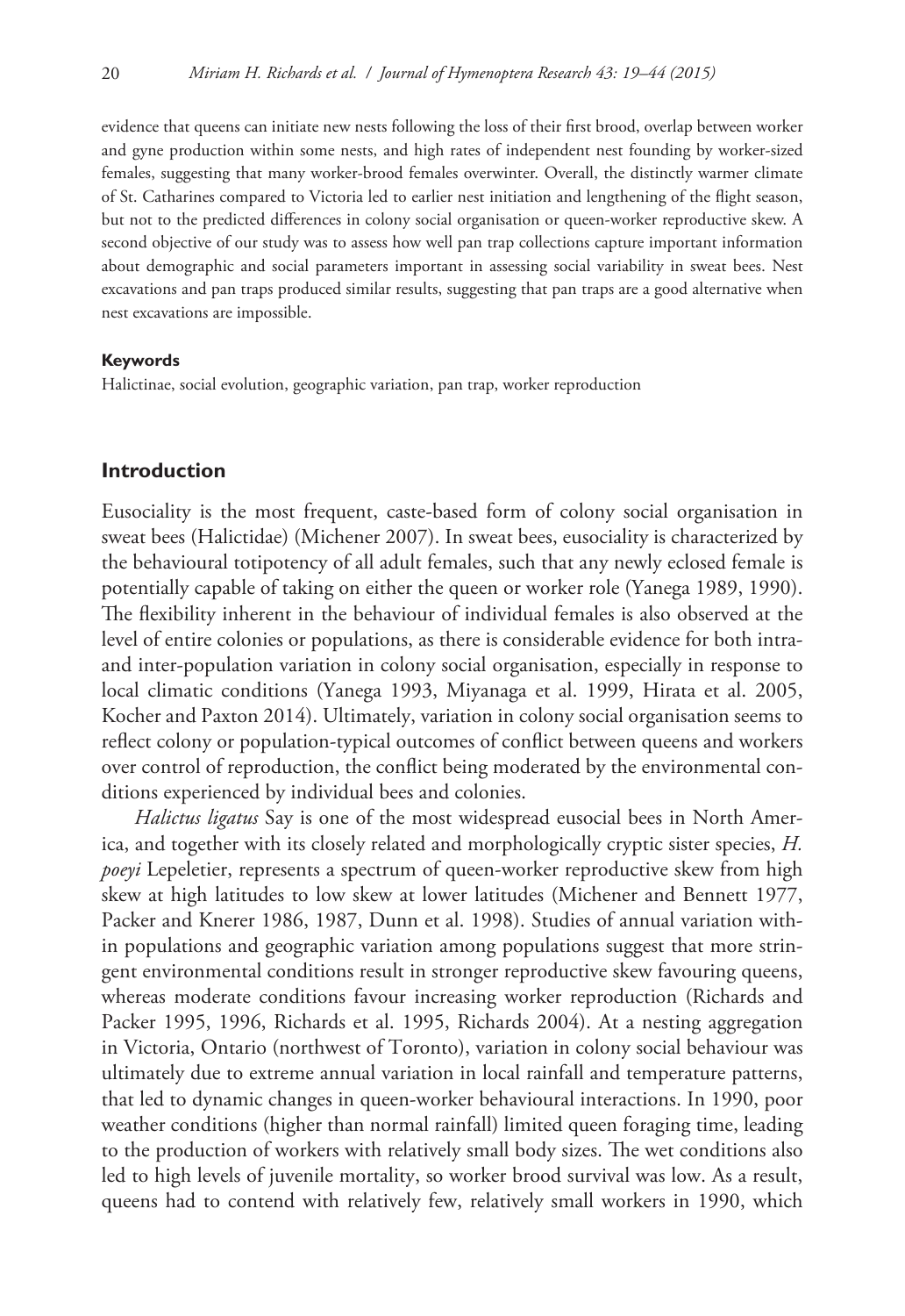evidence that queens can initiate new nests following the loss of their first brood, overlap between worker and gyne production within some nests, and high rates of independent nest founding by worker-sized females, suggesting that many worker-brood females overwinter. Overall, the distinctly warmer climate of St. Catharines compared to Victoria led to earlier nest initiation and lengthening of the flight season, but not to the predicted differences in colony social organisation or queen-worker reproductive skew. A second objective of our study was to assess how well pan trap collections capture important information about demographic and social parameters important in assessing social variability in sweat bees. Nest excavations and pan traps produced similar results, suggesting that pan traps are a good alternative when nest excavations are impossible.

#### Keywords

Halictinae, social evolution, geographic variation, pan trap, worker reproduction

## Introduction

Eusociality is the most frequent, caste-based form of colony social organisation in sweat bees (Halictidae) (Michener 2007). In sweat bees, eusociality is characterized by the behavioural totipotency of all adult females, such that any newly eclosed female is potentially capable of taking on either the queen or worker role (Yanega 1989, 1990). The flexibility inherent in the behaviour of individual females is also observed at the level of entire colonies or populations, as there is considerable evidence for both intra- and inter-population variation in colony social organisation, especially in response to local climatic conditions (Yanega 1993, Miyanaga et al. 1999, Hirata et al. 2005, Kocher and Paxton 2014). Ultimately, variation in colony social organisation seems to reflect colony or population-typical outcomes of conflict between queens and workers over control of reproduction, the conflict being moderated by the environmental conditions experienced by individual bees and colonies.

*Halictus ligatus* Say is one of the most widespread eusocial bees in North America, and together with its closely related and morphologically cryptic sister species, *H. poeyi* Lepeletier, represents a spectrum of queen-worker reproductive skew from high skew at high latitudes to low skew at lower latitudes (Michener and Bennett 1977, Packer and Knerer 1986, 1987, Dunn et al. 1998). Studies of annual variation within populations and geographic variation among populations suggest that more stringent environmental conditions result in stronger reproductive skew favouring queens, whereas moderate conditions favour increasing worker reproduction (Richards and Packer 1995, 1996, Richards et al. 1995, Richards 2004). At a nesting aggregation in Victoria, Ontario (northwest of Toronto), variation in colony social behaviour was ultimately due to extreme annual variation in local rainfall and temperature patterns, that led to dynamic changes in queen-worker behavioural interactions. In 1990, poor weather conditions (higher than normal rainfall) limited queen foraging time, leading to the production of workers with relatively small body sizes. The wet conditions also led to high levels of juvenile mortality, so worker brood survival was low. As a result, queens had to contend with relatively few, relatively small workers in 1990, which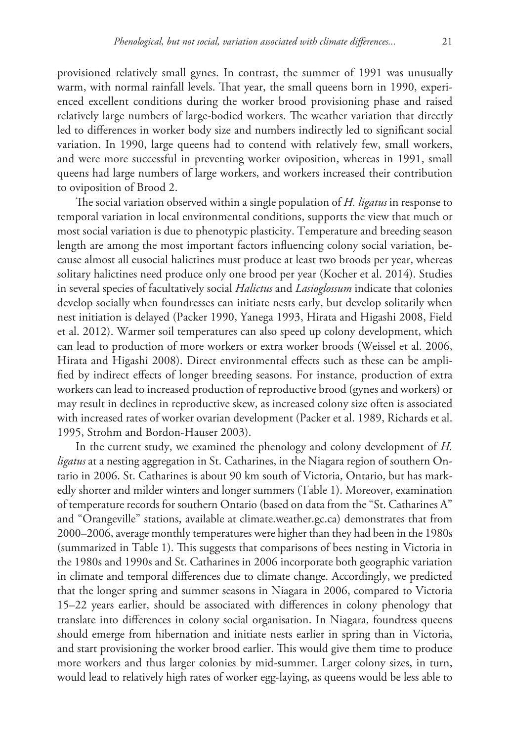provisioned relatively small gynes. In contrast, the summer of 1991 was unusually warm, with normal rainfall levels. That year, the small queens born in 1990, experienced excellent conditions during the worker brood provisioning phase and raised relatively large numbers of large-bodied workers. The weather variation that directly led to differences in worker body size and numbers indirectly led to significant social variation. In 1990, large queens had to contend with relatively few, small workers, and were more successful in preventing worker oviposition, whereas in 1991, small queens had large numbers of large workers, and workers increased their contribution to oviposition of Brood 2.

The social variation observed within a single population of *H. ligatus* in response to temporal variation in local environmental conditions, supports the view that much or most social variation is due to phenotypic plasticity. Temperature and breeding season length are among the most important factors influencing colony social variation, because almost all eusocial halictines must produce at least two broods per year, whereas solitary halictines need produce only one brood per year (Kocher et al. 2014). Studies in several species of facultatively social *Halictus* and *Lasioglossum* indicate that colonies develop socially when foundresses can initiate nests early, but develop solitarily when nest initiation is delayed (Packer 1990, Yanega 1993, Hirata and Higashi 2008, Field et al. 2012). Warmer soil temperatures can also speed up colony development, which can lead to production of more workers or extra worker broods (Weissel et al. 2006, Hirata and Higashi 2008). Direct environmental effects such as these can be amplified by indirect effects of longer breeding seasons. For instance, production of extra workers can lead to increased production of reproductive brood (gynes and workers) or may result in declines in reproductive skew, as increased colony size often is associated with increased rates of worker ovarian development (Packer et al. 1989, Richards et al. 1995, Strohm and Bordon-Hauser 2003).

In the current study, we examined the phenology and colony development of *H. ligatus* at a nesting aggregation in St. Catharines, in the Niagara region of southern Ontario in 2006. St. Catharines is about 90 km south of Victoria, Ontario, but has markedly shorter and milder winters and longer summers (Table 1). Moreover, examination of temperature records for southern Ontario (based on data from the "St. Catharines A" and "Orangeville" stations, available at climate.weather.gc.ca) demonstrates that from 2000–2006, average monthly temperatures were higher than they had been in the 1980s (summarized in Table 1). This suggests that comparisons of bees nesting in Victoria in the 1980s and 1990s and St. Catharines in 2006 incorporate both geographic variation in climate and temporal differences due to climate change. Accordingly, we predicted that the longer spring and summer seasons in Niagara in 2006, compared to Victoria 15–22 years earlier, should be associated with differences in colony phenology that translate into differences in colony social organisation. In Niagara, foundress queens should emerge from hibernation and initiate nests earlier in spring than in Victoria, and start provisioning the worker brood earlier. This would give them time to produce more workers and thus larger colonies by mid-summer. Larger colony sizes, in turn, would lead to relatively high rates of worker egg-laying, as queens would be less able to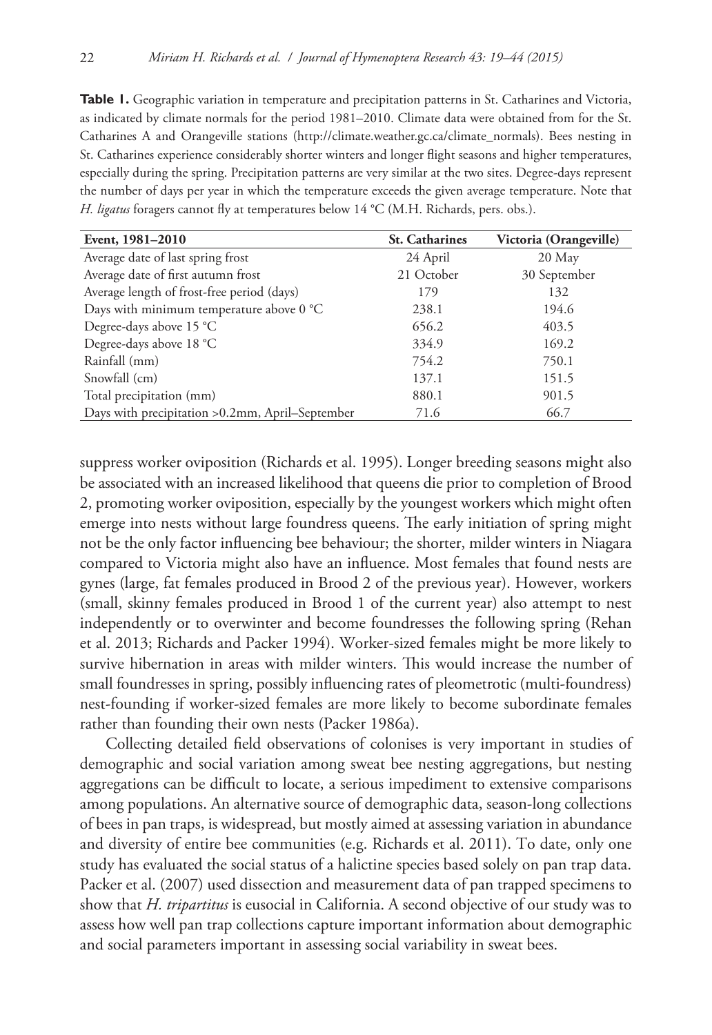**Table 1.** Geographic variation in temperature and precipitation patterns in St. Catharines and Victoria, as indicated by climate normals for the period 1981–2010. Climate data were obtained from for the St. Catharines A and Orangeville stations (http://climate.weather.gc.ca/climate_normals). Bees nesting in St. Catharines experience considerably shorter winters and longer flight seasons and higher temperatures, especially during the spring. Precipitation patterns are very similar at the two sites. Degree-days represent the number of days per year in which the temperature exceeds the given average temperature. Note that *H. ligatus* foragers cannot fly at temperatures below 14 °C (M.H. Richards, pers. obs.).

| Event, 1981–2010 | St. Catharines | Victoria (Orangeville) |
|---|---|---|
| Average date of last spring frost | 24 April | 20 May |
| Average date of first autumn frost | 21 October | 30 September |
| Average length of frost-free period (days) | 179 | 132 |
| Days with minimum temperature above 0 °C | 238.1 | 194.6 |
| Degree-days above 15 °C | 656.2 | 403.5 |
| Degree-days above 18 °C | 334.9 | 169.2 |
| Rainfall (mm) | 754.2 | 750.1 |
| Snowfall (cm) | 137.1 | 151.5 |
| Total precipitation (mm) | 880.1 | 901.5 |
| Days with precipitation >0.2mm, April–September | 71.6 | 66.7 |

suppress worker oviposition (Richards et al. 1995). Longer breeding seasons might also be associated with an increased likelihood that queens die prior to completion of Brood 2, promoting worker oviposition, especially by the youngest workers which might often emerge into nests without large foundress queens. The early initiation of spring might not be the only factor influencing bee behaviour; the shorter, milder winters in Niagara compared to Victoria might also have an influence. Most females that found nests are gynes (large, fat females produced in Brood 2 of the previous year). However, workers (small, skinny females produced in Brood 1 of the current year) also attempt to nest independently or to overwinter and become foundresses the following spring (Rehan et al. 2013; Richards and Packer 1994). Worker-sized females might be more likely to survive hibernation in areas with milder winters. This would increase the number of small foundresses in spring, possibly influencing rates of pleometrotic (multi-foundress) nest-founding if worker-sized females are more likely to become subordinate females rather than founding their own nests (Packer 1986a).

Collecting detailed field observations of colonises is very important in studies of demographic and social variation among sweat bee nesting aggregations, but nesting aggregations can be difficult to locate, a serious impediment to extensive comparisons among populations. An alternative source of demographic data, season-long collections of bees in pan traps, is widespread, but mostly aimed at assessing variation in abundance and diversity of entire bee communities (e.g. Richards et al. 2011). To date, only one study has evaluated the social status of a halictine species based solely on pan trap data. Packer et al. (2007) used dissection and measurement data of pan trapped specimens to show that *H. tripartitus* is eusocial in California. A second objective of our study was to assess how well pan trap collections capture important information about demographic and social parameters important in assessing social variability in sweat bees.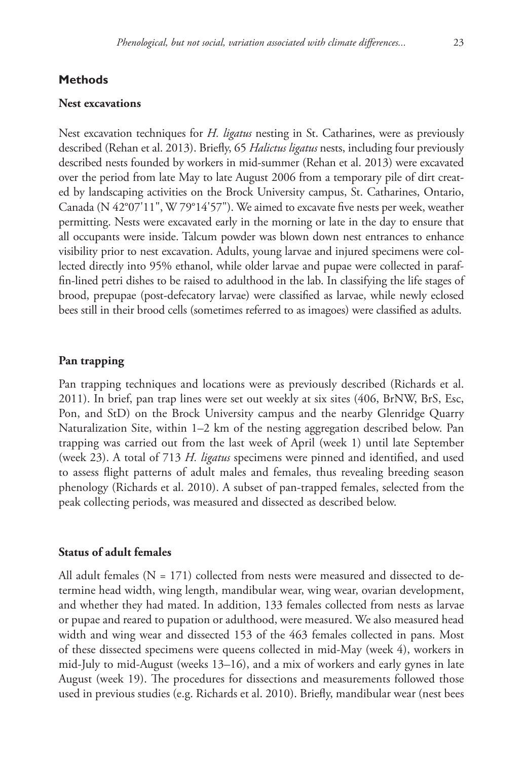## Methods

### Nest excavations

Nest excavation techniques for *H. ligatus* nesting in St. Catharines, were as previously described (Rehan et al. 2013). Briefly, 65 *Halictus ligatus* nests, including four previously described nests founded by workers in mid-summer (Rehan et al. 2013) were excavated over the period from late May to late August 2006 from a temporary pile of dirt created by landscaping activities on the Brock University campus, St. Catharines, Ontario, Canada (N 42°07'11", W 79°14'57"). We aimed to excavate five nests per week, weather permitting. Nests were excavated early in the morning or late in the day to ensure that all occupants were inside. Talcum powder was blown down nest entrances to enhance visibility prior to nest excavation. Adults, young larvae and injured specimens were collected directly into 95% ethanol, while older larvae and pupae were collected in paraffin-lined petri dishes to be raised to adulthood in the lab. In classifying the life stages of brood, prepupae (post-defecatory larvae) were classified as larvae, while newly eclosed bees still in their brood cells (sometimes referred to as imagoes) were classified as adults.

### Pan trapping

Pan trapping techniques and locations were as previously described (Richards et al. 2011). In brief, pan trap lines were set out weekly at six sites (406, BrNW, BrS, Esc, Pon, and StD) on the Brock University campus and the nearby Glenridge Quarry Naturalization Site, within 1–2 km of the nesting aggregation described below. Pan trapping was carried out from the last week of April (week 1) until late September (week 23). A total of 713 *H. ligatus* specimens were pinned and identified, and used to assess flight patterns of adult males and females, thus revealing breeding season phenology (Richards et al. 2010). A subset of pan-trapped females, selected from the peak collecting periods, was measured and dissected as described below.

### Status of adult females

All adult females (N = 171) collected from nests were measured and dissected to determine head width, wing length, mandibular wear, wing wear, ovarian development, and whether they had mated. In addition, 133 females collected from nests as larvae or pupae and reared to pupation or adulthood, were measured. We also measured head width and wing wear and dissected 153 of the 463 females collected in pans. Most of these dissected specimens were queens collected in mid-May (week 4), workers in mid-July to mid-August (weeks 13–16), and a mix of workers and early gynes in late August (week 19). The procedures for dissections and measurements followed those used in previous studies (e.g. Richards et al. 2010). Briefly, mandibular wear (nest bees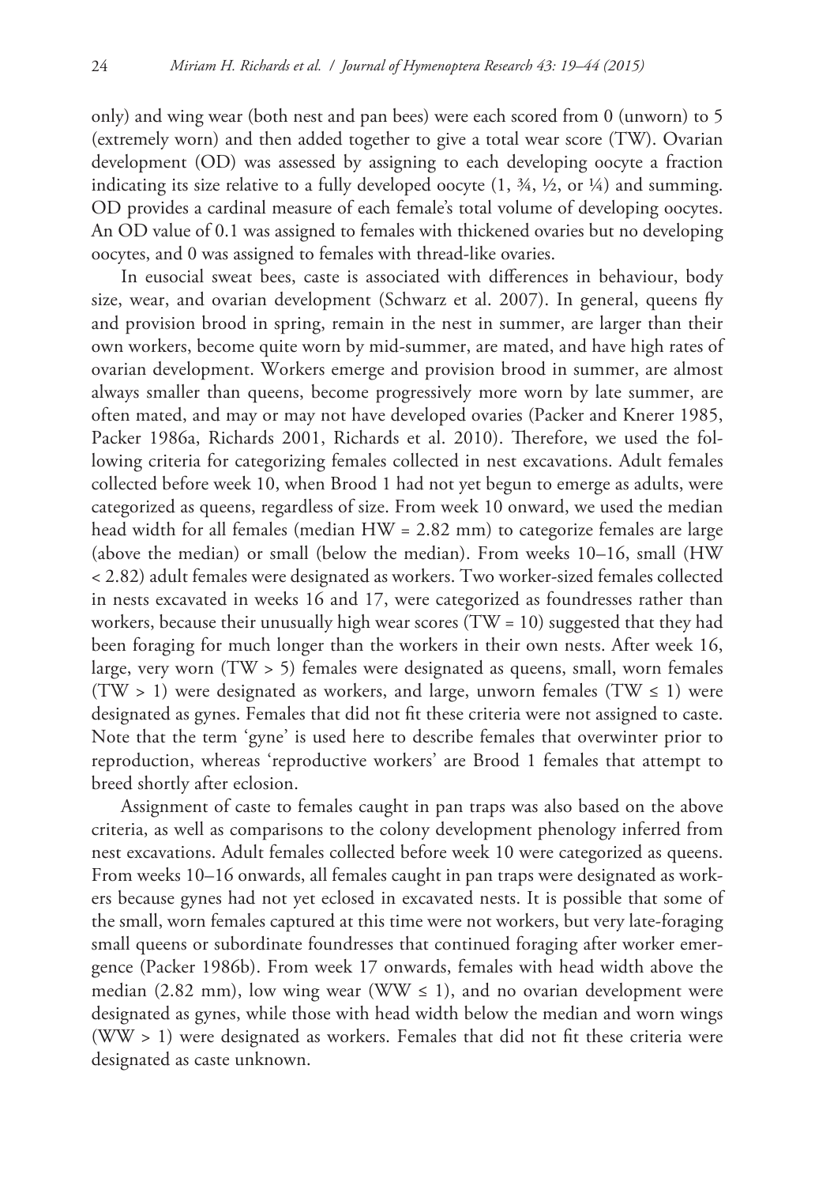only) and wing wear (both nest and pan bees) were each scored from 0 (unworn) to 5 (extremely worn) and then added together to give a total wear score (TW). Ovarian development (OD) was assessed by assigning to each developing oocyte a fraction indicating its size relative to a fully developed oocyte (1, ¾, ½, or ¼) and summing. OD provides a cardinal measure of each female's total volume of developing oocytes. An OD value of 0.1 was assigned to females with thickened ovaries but no developing oocytes, and 0 was assigned to females with thread-like ovaries.

In eusocial sweat bees, caste is associated with differences in behaviour, body size, wear, and ovarian development (Schwarz et al. 2007). In general, queens fly and provision brood in spring, remain in the nest in summer, are larger than their own workers, become quite worn by mid-summer, are mated, and have high rates of ovarian development. Workers emerge and provision brood in summer, are almost always smaller than queens, become progressively more worn by late summer, are often mated, and may or may not have developed ovaries (Packer and Knerer 1985, Packer 1986a, Richards 2001, Richards et al. 2010). Therefore, we used the following criteria for categorizing females collected in nest excavations. Adult females collected before week 10, when Brood 1 had not yet begun to emerge as adults, were categorized as queens, regardless of size. From week 10 onward, we used the median head width for all females (median HW = 2.82 mm) to categorize females are large (above the median) or small (below the median). From weeks 10–16, small (HW < 2.82) adult females were designated as workers. Two worker-sized females collected in nests excavated in weeks 16 and 17, were categorized as foundresses rather than workers, because their unusually high wear scores (TW = 10) suggested that they had been foraging for much longer than the workers in their own nests. After week 16, large, very worn (TW > 5) females were designated as queens, small, worn females (TW > 1) were designated as workers, and large, unworn females (TW ≤ 1) were designated as gynes. Females that did not fit these criteria were not assigned to caste. Note that the term 'gyne' is used here to describe females that overwinter prior to reproduction, whereas 'reproductive workers' are Brood 1 females that attempt to breed shortly after eclosion.

Assignment of caste to females caught in pan traps was also based on the above criteria, as well as comparisons to the colony development phenology inferred from nest excavations. Adult females collected before week 10 were categorized as queens. From weeks 10–16 onwards, all females caught in pan traps were designated as workers because gynes had not yet eclosed in excavated nests. It is possible that some of the small, worn females captured at this time were not workers, but very late-foraging small queens or subordinate foundresses that continued foraging after worker emergence (Packer 1986b). From week 17 onwards, females with head width above the median (2.82 mm), low wing wear (WW ≤ 1), and no ovarian development were designated as gynes, while those with head width below the median and worn wings (WW > 1) were designated as workers. Females that did not fit these criteria were designated as caste unknown.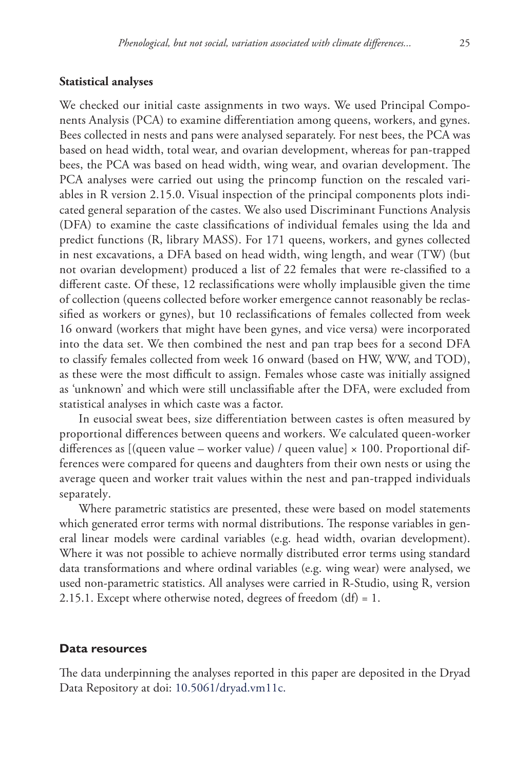#### Statistical analyses

We checked our initial caste assignments in two ways. We used Principal Components Analysis (PCA) to examine differentiation among queens, workers, and gynes. Bees collected in nests and pans were analysed separately. For nest bees, the PCA was based on head width, total wear, and ovarian development, whereas for pan-trapped bees, the PCA was based on head width, wing wear, and ovarian development. The PCA analyses were carried out using the princomp function on the rescaled variables in R version 2.15.0. Visual inspection of the principal components plots indicated general separation of the castes. We also used Discriminant Functions Analysis (DFA) to examine the caste classifications of individual females using the lda and predict functions (R, library MASS). For 171 queens, workers, and gynes collected in nest excavations, a DFA based on head width, wing length, and wear (TW) (but not ovarian development) produced a list of 22 females that were re-classified to a different caste. Of these, 12 reclassifications were wholly implausible given the time of collection (queens collected before worker emergence cannot reasonably be reclassified as workers or gynes), but 10 reclassifications of females collected from week 16 onward (workers that might have been gynes, and vice versa) were incorporated into the data set. We then combined the nest and pan trap bees for a second DFA to classify females collected from week 16 onward (based on HW, WW, and TOD), as these were the most difficult to assign. Females whose caste was initially assigned as 'unknown' and which were still unclassifiable after the DFA, were excluded from statistical analyses in which caste was a factor.

In eusocial sweat bees, size differentiation between castes is often measured by proportional differences between queens and workers. We calculated queen-worker differences as [(queen value – worker value) / queen value] × 100. Proportional differences were compared for queens and daughters from their own nests or using the average queen and worker trait values within the nest and pan-trapped individuals separately.

Where parametric statistics are presented, these were based on model statements which generated error terms with normal distributions. The response variables in general linear models were cardinal variables (e.g. head width, ovarian development). Where it was not possible to achieve normally distributed error terms using standard data transformations and where ordinal variables (e.g. wing wear) were analysed, we used non-parametric statistics. All analyses were carried in R-Studio, using R, version 2.15.1. Except where otherwise noted, degrees of freedom (df) = 1.

## Data resources

The data underpinning the analyses reported in this paper are deposited in the Dryad Data Repository at doi: 10.5061/dryad.vm11c.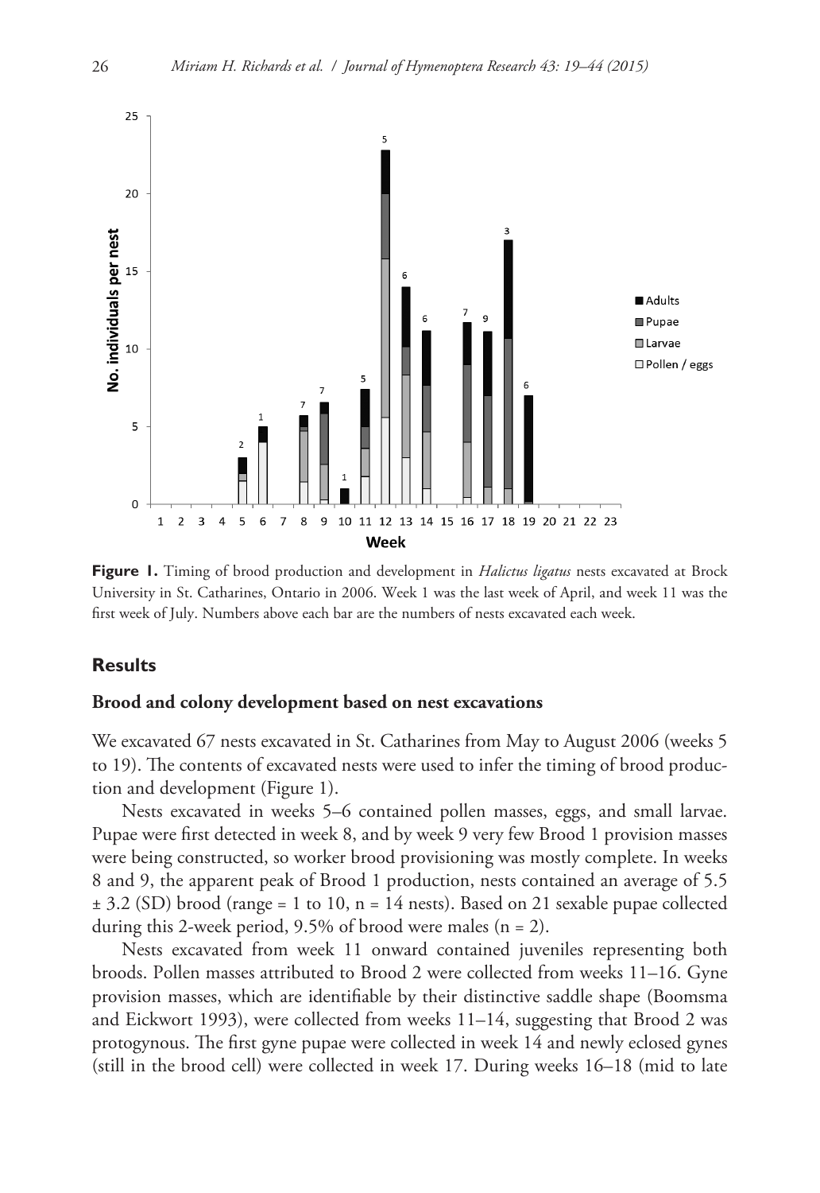**Figure 1.** Timing of brood production and development in *Halictus ligatus* nests excavated at Brock University in St. Catharines, Ontario in 2006. Week 1 was the last week of April, and week 11 was the first week of July. Numbers above each bar are the numbers of nests excavated each week.

## Results

### Brood and colony development based on nest excavations

We excavated 67 nests excavated in St. Catharines from May to August 2006 (weeks 5 to 19). The contents of excavated nests were used to infer the timing of brood production and development (Figure 1).

Nests excavated in weeks 5–6 contained pollen masses, eggs, and small larvae. Pupae were first detected in week 8, and by week 9 very few Brood 1 provision masses were being constructed, so worker brood provisioning was mostly complete. In weeks 8 and 9, the apparent peak of Brood 1 production, nests contained an average of 5.5 ± 3.2 (SD) brood (range = 1 to 10, n = 14 nests). Based on 21 sexable pupae collected during this 2-week period, 9.5% of brood were males (n = 2).

Nests excavated from week 11 onward contained juveniles representing both broods. Pollen masses attributed to Brood 2 were collected from weeks 11–16. Gyne provision masses, which are identifiable by their distinctive saddle shape (Boomsma and Eickwort 1993), were collected from weeks 11–14, suggesting that Brood 2 was protogynous. The first gyne pupae were collected in week 14 and newly eclosed gynes (still in the brood cell) were collected in week 17. During weeks 16–18 (mid to late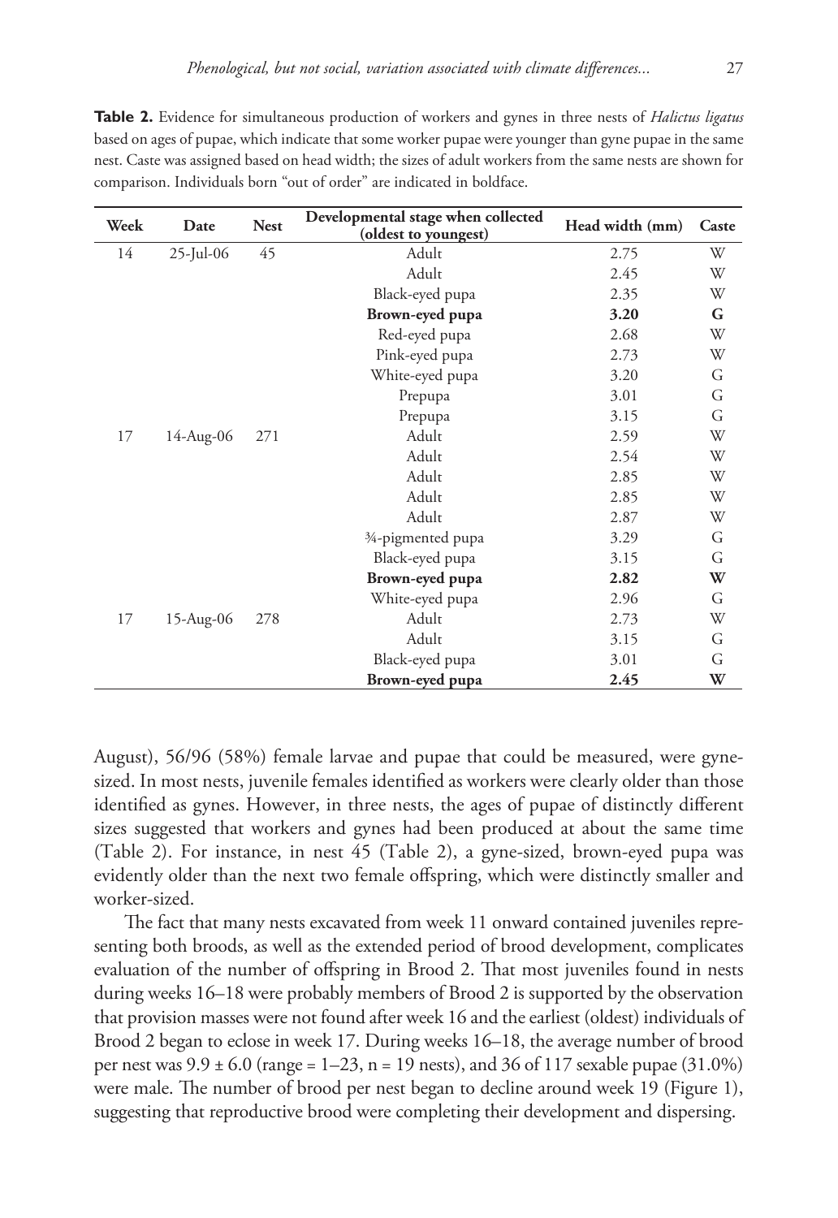**Table 2.** Evidence for simultaneous production of workers and gynes in three nests of *Halictus ligatus* based on ages of pupae, which indicate that some worker pupae were younger than gyne pupae in the same nest. Caste was assigned based on head width; the sizes of adult workers from the same nests are shown for comparison. Individuals born "out of order" are indicated in boldface.

| Week | Date | Nest | Developmental stage when collected (oldest to youngest) | Head width (mm) | Caste |
|---|---|---|---|---|---|
| 14 | 25-Jul-06 | 45 | Adult | 2.75 | W |
| | | | Adult | 2.45 | W |
| | | | Black-eyed pupa | 2.35 | W |
| | | | **Brown-eyed pupa** | **3.20** | **G** |
| | | | Red-eyed pupa | 2.68 | W |
| | | | Pink-eyed pupa | 2.73 | W |
| | | | White-eyed pupa | 3.20 | G |
| | | | Prepupa | 3.01 | G |
| | | | Prepupa | 3.15 | G |
| 17 | 14-Aug-06 | 271 | Adult | 2.59 | W |
| | | | Adult | 2.54 | W |
| | | | Adult | 2.85 | W |
| | | | Adult | 2.85 | W |
| | | | Adult | 2.87 | W |
| | | | ¾-pigmented pupa | 3.29 | G |
| | | | Black-eyed pupa | 3.15 | G |
| | | | **Brown-eyed pupa** | **2.82** | **W** |
| | | | White-eyed pupa | 2.96 | G |
| 17 | 15-Aug-06 | 278 | Adult | 2.73 | W |
| | | | Adult | 3.15 | G |
| | | | Black-eyed pupa | 3.01 | G |
| | | | **Brown-eyed pupa** | **2.45** | **W** |

August), 56/96 (58%) female larvae and pupae that could be measured, were gyne-sized. In most nests, juvenile females identified as workers were clearly older than those identified as gynes. However, in three nests, the ages of pupae of distinctly different sizes suggested that workers and gynes had been produced at about the same time (Table 2). For instance, in nest 45 (Table 2), a gyne-sized, brown-eyed pupa was evidently older than the next two female offspring, which were distinctly smaller and worker-sized.

The fact that many nests excavated from week 11 onward contained juveniles representing both broods, as well as the extended period of brood development, complicates evaluation of the number of offspring in Brood 2. That most juveniles found in nests during weeks 16–18 were probably members of Brood 2 is supported by the observation that provision masses were not found after week 16 and the earliest (oldest) individuals of Brood 2 began to eclose in week 17. During weeks 16–18, the average number of brood per nest was $9.9 \pm 6.0$ (range = 1–23, n = 19 nests), and 36 of 117 sexable pupae (31.0%) were male. The number of brood per nest began to decline around week 19 (Figure 1), suggesting that reproductive brood were completing their development and dispersing.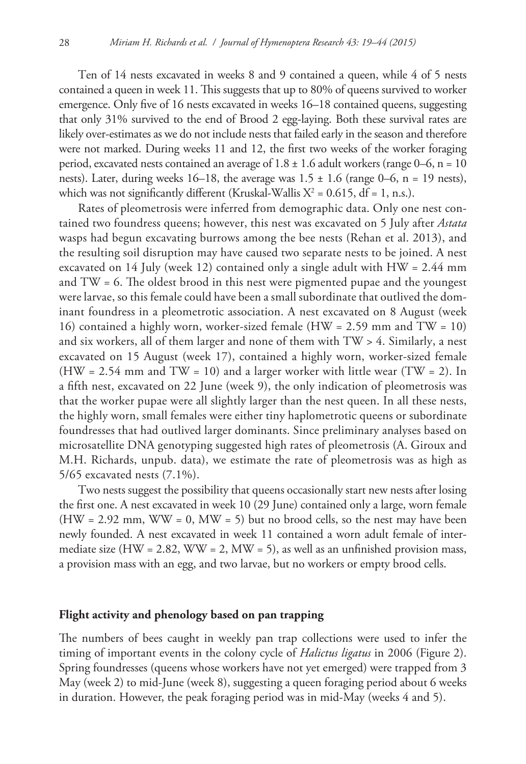Ten of 14 nests excavated in weeks 8 and 9 contained a queen, while 4 of 5 nests contained a queen in week 11. This suggests that up to 80% of queens survived to worker emergence. Only five of 16 nests excavated in weeks 16–18 contained queens, suggesting that only 31% survived to the end of Brood 2 egg-laying. Both these survival rates are likely over-estimates as we do not include nests that failed early in the season and therefore were not marked. During weeks 11 and 12, the first two weeks of the worker foraging period, excavated nests contained an average of 1.8 ± 1.6 adult workers (range 0–6, n = 10 nests). Later, during weeks 16–18, the average was 1.5 ± 1.6 (range 0–6, n = 19 nests), which was not significantly different (Kruskal-Wallis $X^2 = 0.615$, df = 1, n.s.).

Rates of pleometrosis were inferred from demographic data. Only one nest contained two foundress queens; however, this nest was excavated on 5 July after *Astata* wasps had begun excavating burrows among the bee nests (Rehan et al. 2013), and the resulting soil disruption may have caused two separate nests to be joined. A nest excavated on 14 July (week 12) contained only a single adult with HW = 2.44 mm and TW = 6. The oldest brood in this nest were pigmented pupae and the youngest were larvae, so this female could have been a small subordinate that outlived the dominant foundress in a pleometrotic association. A nest excavated on 8 August (week 16) contained a highly worn, worker-sized female (HW = 2.59 mm and TW = 10) and six workers, all of them larger and none of them with TW > 4. Similarly, a nest excavated on 15 August (week 17), contained a highly worn, worker-sized female (HW = 2.54 mm and TW = 10) and a larger worker with little wear (TW = 2). In a fifth nest, excavated on 22 June (week 9), the only indication of pleometrosis was that the worker pupae were all slightly larger than the nest queen. In all these nests, the highly worn, small females were either tiny haplometrotic queens or subordinate foundresses that had outlived larger dominants. Since preliminary analyses based on microsatellite DNA genotyping suggested high rates of pleometrosis (A. Giroux and M.H. Richards, unpub. data), we estimate the rate of pleometrosis was as high as 5/65 excavated nests (7.1%).

Two nests suggest the possibility that queens occasionally start new nests after losing the first one. A nest excavated in week 10 (29 June) contained only a large, worn female (HW = 2.92 mm, WW = 0, MW = 5) but no brood cells, so the nest may have been newly founded. A nest excavated in week 11 contained a worn adult female of intermediate size (HW = 2.82, WW = 2, MW = 5), as well as an unfinished provision mass, a provision mass with an egg, and two larvae, but no workers or empty brood cells.

## Flight activity and phenology based on pan trapping

The numbers of bees caught in weekly pan trap collections were used to infer the timing of important events in the colony cycle of *Halictus ligatus* in 2006 (Figure 2). Spring foundresses (queens whose workers have not yet emerged) were trapped from 3 May (week 2) to mid-June (week 8), suggesting a queen foraging period about 6 weeks in duration. However, the peak foraging period was in mid-May (weeks 4 and 5).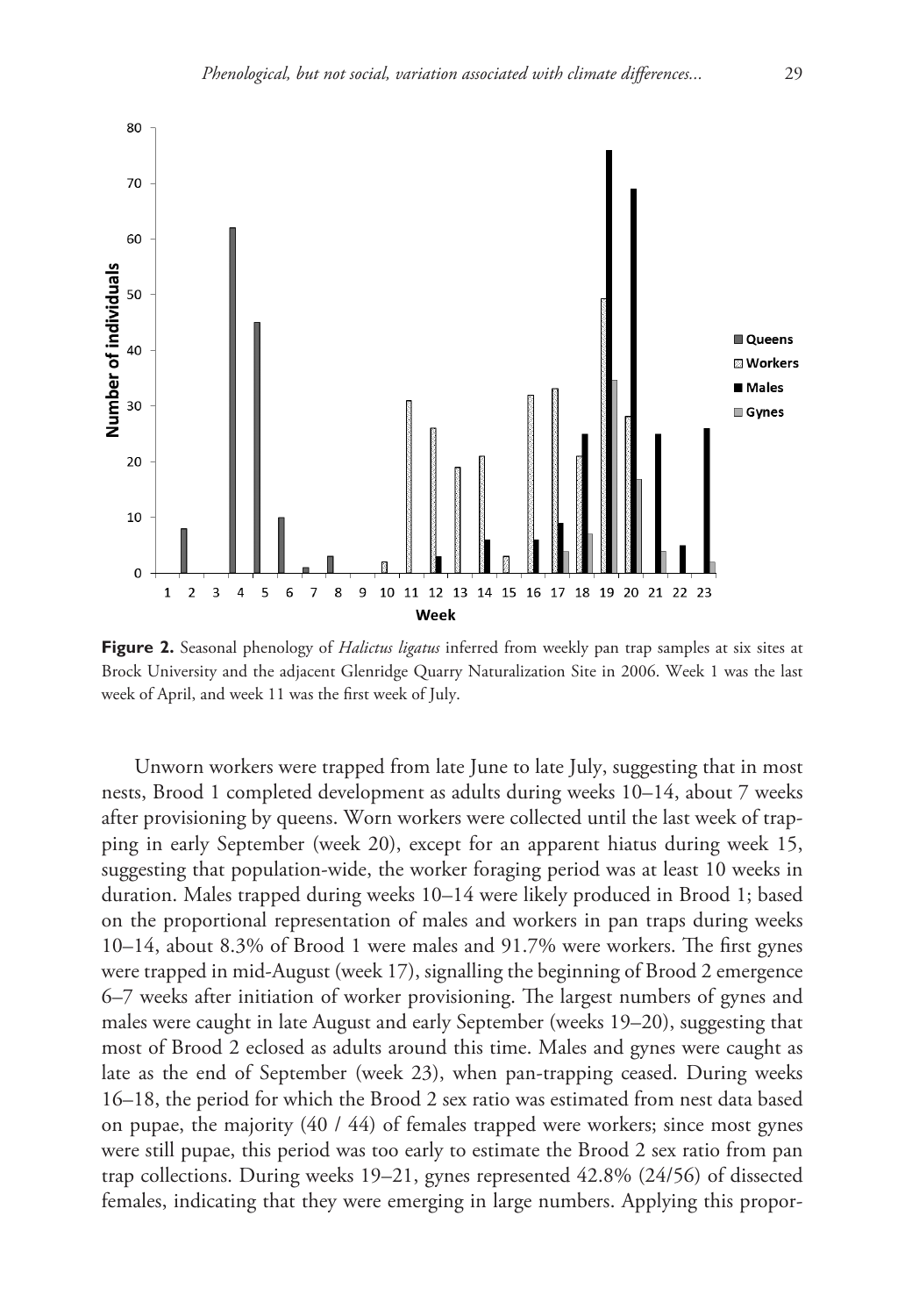**Figure 2.** Seasonal phenology of *Halictus ligatus* inferred from weekly pan trap samples at six sites at Brock University and the adjacent Glenridge Quarry Naturalization Site in 2006. Week 1 was the last week of April, and week 11 was the first week of July.

Unworn workers were trapped from late June to late July, suggesting that in most nests, Brood 1 completed development as adults during weeks 10–14, about 7 weeks after provisioning by queens. Worn workers were collected until the last week of trapping in early September (week 20), except for an apparent hiatus during week 15, suggesting that population-wide, the worker foraging period was at least 10 weeks in duration. Males trapped during weeks 10–14 were likely produced in Brood 1; based on the proportional representation of males and workers in pan traps during weeks 10–14, about 8.3% of Brood 1 were males and 91.7% were workers. The first gynes were trapped in mid-August (week 17), signalling the beginning of Brood 2 emergence 6–7 weeks after initiation of worker provisioning. The largest numbers of gynes and males were caught in late August and early September (weeks 19–20), suggesting that most of Brood 2 eclosed as adults around this time. Males and gynes were caught as late as the end of September (week 23), when pan-trapping ceased. During weeks 16–18, the period for which the Brood 2 sex ratio was estimated from nest data based on pupae, the majority (40 / 44) of females trapped were workers; since most gynes were still pupae, this period was too early to estimate the Brood 2 sex ratio from pan trap collections. During weeks 19–21, gynes represented 42.8% (24/56) of dissected females, indicating that they were emerging in large numbers. Applying this propor-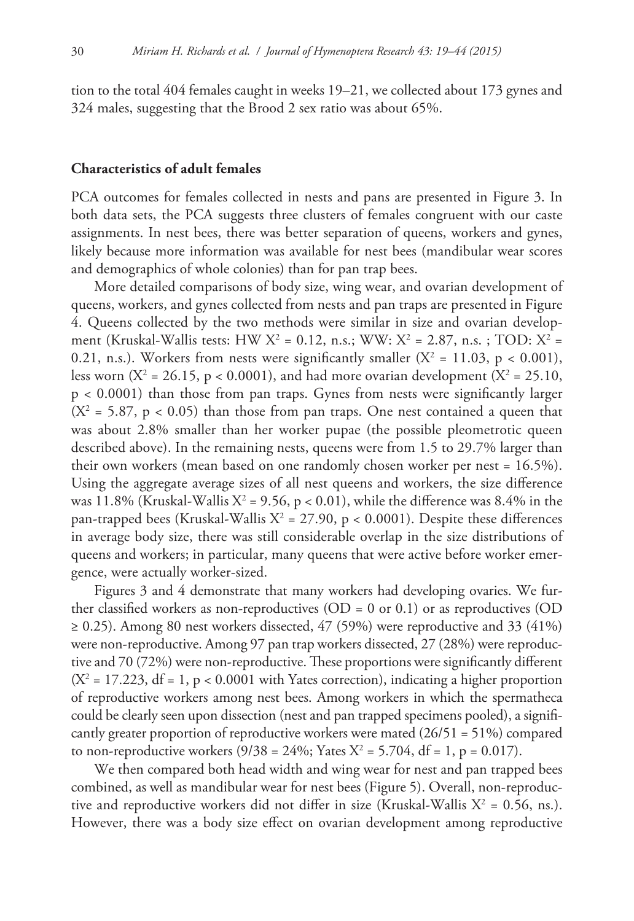tion to the total 404 females caught in weeks 19–21, we collected about 173 gynes and 324 males, suggesting that the Brood 2 sex ratio was about 65%.

## Characteristics of adult females

PCA outcomes for females collected in nests and pans are presented in Figure 3. In both data sets, the PCA suggests three clusters of females congruent with our caste assignments. In nest bees, there was better separation of queens, workers and gynes, likely because more information was available for nest bees (mandibular wear scores and demographics of whole colonies) than for pan trap bees.

More detailed comparisons of body size, wing wear, and ovarian development of queens, workers, and gynes collected from nests and pan traps are presented in Figure 4. Queens collected by the two methods were similar in size and ovarian development (Kruskal-Wallis tests: HW $X^2 = 0.12$, n.s.; WW: $X^2 = 2.87$, n.s. ; TOD: $X^2 = 0.21$, n.s.). Workers from nests were significantly smaller ($X^2 = 11.03$, $p < 0.001$), less worn ($X^2 = 26.15$, $p < 0.0001$), and had more ovarian development ($X^2 = 25.10$, $p < 0.0001$) than those from pan traps. Gynes from nests were significantly larger ($X^2 = 5.87$, $p < 0.05$) than those from pan traps. One nest contained a queen that was about 2.8% smaller than her worker pupae (the possible pleometrotic queen described above). In the remaining nests, queens were from 1.5 to 29.7% larger than their own workers (mean based on one randomly chosen worker per nest = 16.5%). Using the aggregate average sizes of all nest queens and workers, the size difference was 11.8% (Kruskal-Wallis $X^2 = 9.56$, $p < 0.01$), while the difference was 8.4% in the pan-trapped bees (Kruskal-Wallis $X^2 = 27.90$, $p < 0.0001$). Despite these differences in average body size, there was still considerable overlap in the size distributions of queens and workers; in particular, many queens that were active before worker emergence, were actually worker-sized.

Figures 3 and 4 demonstrate that many workers had developing ovaries. We further classified workers as non-reproductives (OD = 0 or 0.1) or as reproductives (OD $\geq 0.25$). Among 80 nest workers dissected, 47 (59%) were reproductive and 33 (41%) were non-reproductive. Among 97 pan trap workers dissected, 27 (28%) were reproductive and 70 (72%) were non-reproductive. These proportions were significantly different ($X^2 = 17.223$, df = 1, $p < 0.0001$ with Yates correction), indicating a higher proportion of reproductive workers among nest bees. Among workers in which the spermatheca could be clearly seen upon dissection (nest and pan trapped specimens pooled), a significantly greater proportion of reproductive workers were mated (26/51 = 51%) compared to non-reproductive workers (9/38 = 24%; Yates $X^2 = 5.704$, df = 1, $p = 0.017$).

We then compared both head width and wing wear for nest and pan trapped bees combined, as well as mandibular wear for nest bees (Figure 5). Overall, non-reproductive and reproductive workers did not differ in size (Kruskal-Wallis $X^2 = 0.56$, ns.). However, there was a body size effect on ovarian development among reproductive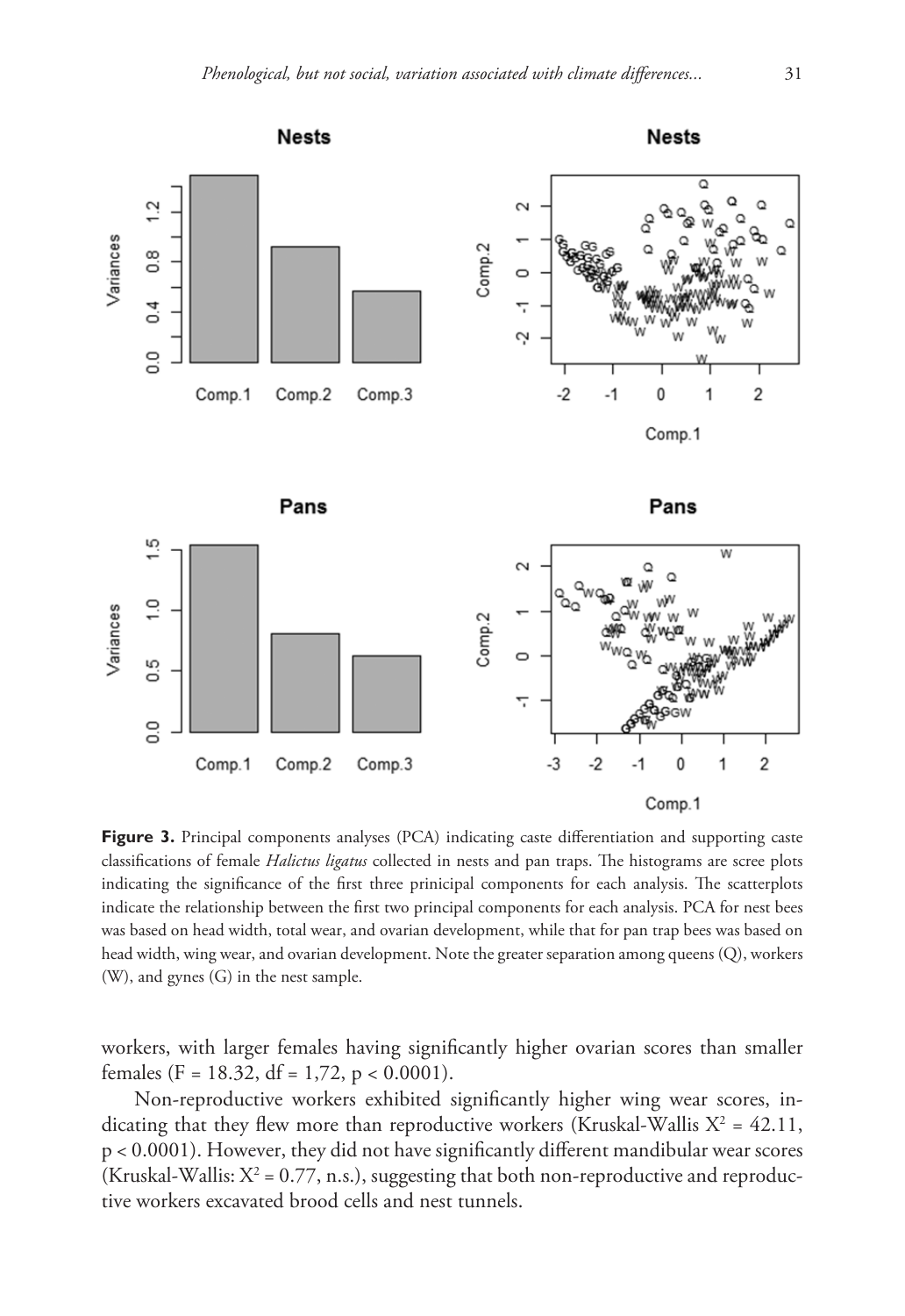**Figure 3.** Principal components analyses (PCA) indicating caste differentiation and supporting caste classifications of female *Halictus ligatus* collected in nests and pan traps. The histograms are scree plots indicating the significance of the first three prinicipal components for each analysis. The scatterplots indicate the relationship between the first two principal components for each analysis. PCA for nest bees was based on head width, total wear, and ovarian development, while that for pan trap bees was based on head width, wing wear, and ovarian development. Note the greater separation among queens (Q), workers (W), and gynes (G) in the nest sample.

workers, with larger females having significantly higher ovarian scores than smaller females ($F = 18.32$, $df = 1,72$, $p < 0.0001$).

Non-reproductive workers exhibited significantly higher wing wear scores, indicating that they flew more than reproductive workers (Kruskal-Wallis $X^2 = 42.11$, $p < 0.0001$). However, they did not have significantly different mandibular wear scores (Kruskal-Wallis: $X^2 = 0.77$, n.s.), suggesting that both non-reproductive and reproductive workers excavated brood cells and nest tunnels.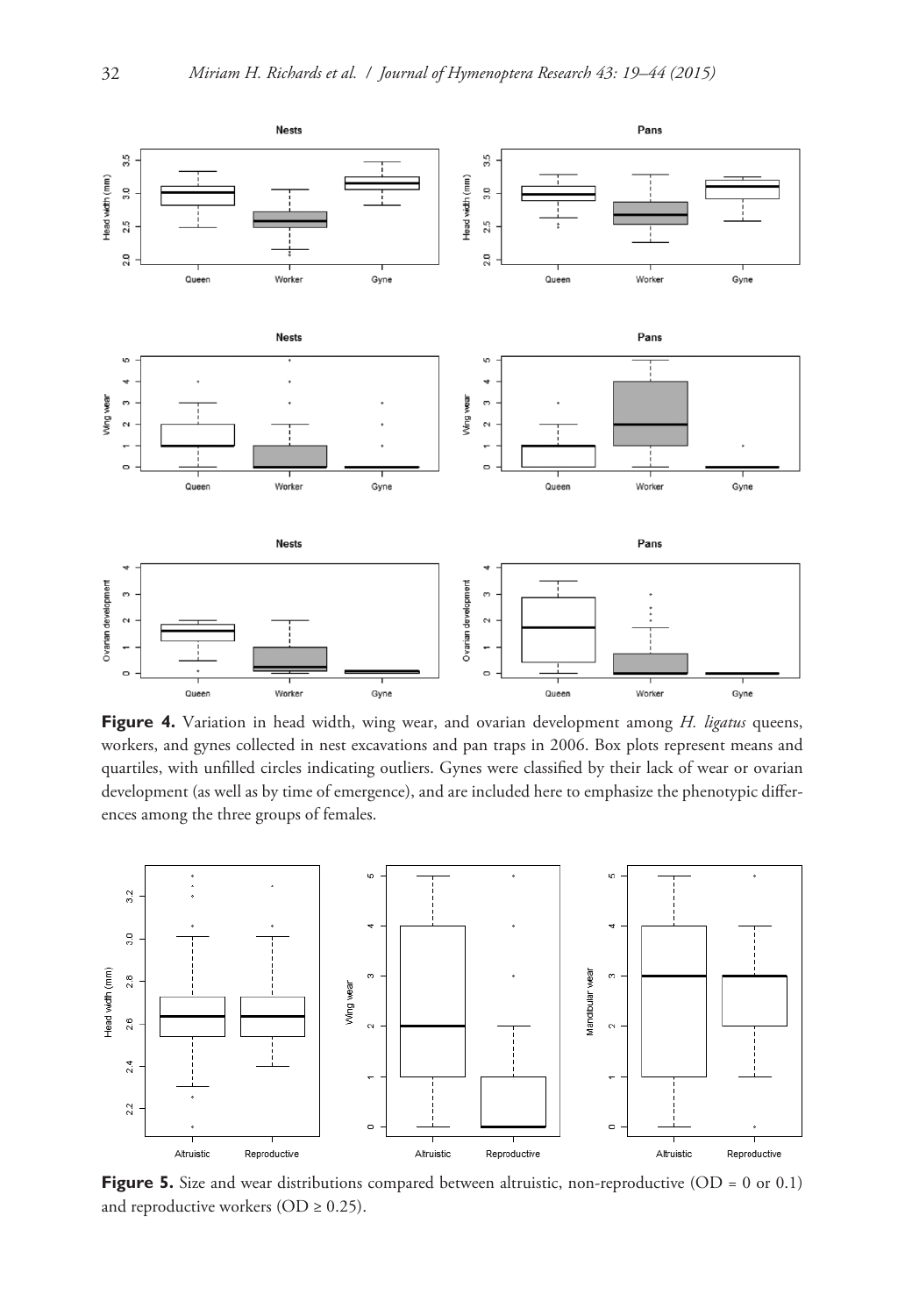**Figure 4.** Variation in head width, wing wear, and ovarian development among *H. ligatus* queens, workers, and gynes collected in nest excavations and pan traps in 2006. Box plots represent means and quartiles, with unfilled circles indicating outliers. Gynes were classified by their lack of wear or ovarian development (as well as by time of emergence), and are included here to emphasize the phenotypic differences among the three groups of females.

**Figure 5.** Size and wear distributions compared between altruistic, non-reproductive (OD = 0 or 0.1) and reproductive workers (OD ≥ 0.25).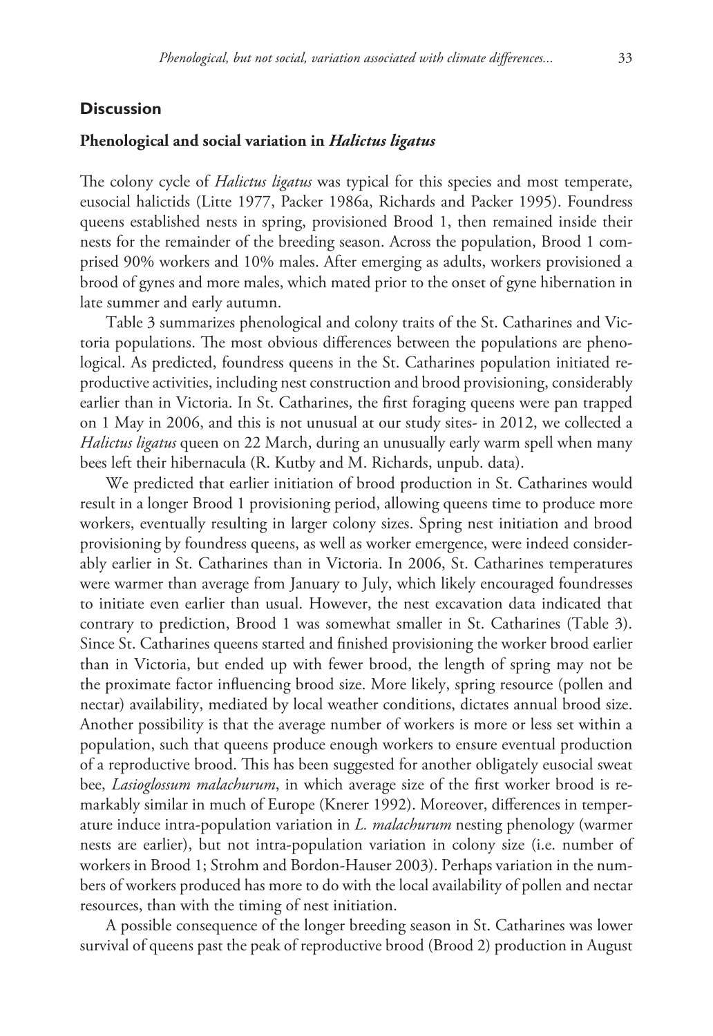## Discussion

### Phenological and social variation in *Halictus ligatus*

The colony cycle of *Halictus ligatus* was typical for this species and most temperate, eusocial halictids (Litte 1977, Packer 1986a, Richards and Packer 1995). Foundress queens established nests in spring, provisioned Brood 1, then remained inside their nests for the remainder of the breeding season. Across the population, Brood 1 comprised 90% workers and 10% males. After emerging as adults, workers provisioned a brood of gynes and more males, which mated prior to the onset of gyne hibernation in late summer and early autumn.

Table 3 summarizes phenological and colony traits of the St. Catharines and Victoria populations. The most obvious differences between the populations are phenological. As predicted, foundress queens in the St. Catharines population initiated reproductive activities, including nest construction and brood provisioning, considerably earlier than in Victoria. In St. Catharines, the first foraging queens were pan trapped on 1 May in 2006, and this is not unusual at our study sites- in 2012, we collected a *Halictus ligatus* queen on 22 March, during an unusually early warm spell when many bees left their hibernacula (R. Kutby and M. Richards, unpub. data).

We predicted that earlier initiation of brood production in St. Catharines would result in a longer Brood 1 provisioning period, allowing queens time to produce more workers, eventually resulting in larger colony sizes. Spring nest initiation and brood provisioning by foundress queens, as well as worker emergence, were indeed considerably earlier in St. Catharines than in Victoria. In 2006, St. Catharines temperatures were warmer than average from January to July, which likely encouraged foundresses to initiate even earlier than usual. However, the nest excavation data indicated that contrary to prediction, Brood 1 was somewhat smaller in St. Catharines (Table 3). Since St. Catharines queens started and finished provisioning the worker brood earlier than in Victoria, but ended up with fewer brood, the length of spring may not be the proximate factor influencing brood size. More likely, spring resource (pollen and nectar) availability, mediated by local weather conditions, dictates annual brood size. Another possibility is that the average number of workers is more or less set within a population, such that queens produce enough workers to ensure eventual production of a reproductive brood. This has been suggested for another obligately eusocial sweat bee, *Lasioglossum malachurum*, in which average size of the first worker brood is remarkably similar in much of Europe (Knerer 1992). Moreover, differences in temperature induce intra-population variation in *L. malachurum* nesting phenology (warmer nests are earlier), but not intra-population variation in colony size (i.e. number of workers in Brood 1; Strohm and Bordon-Hauser 2003). Perhaps variation in the numbers of workers produced has more to do with the local availability of pollen and nectar resources, than with the timing of nest initiation.

A possible consequence of the longer breeding season in St. Catharines was lower survival of queens past the peak of reproductive brood (Brood 2) production in August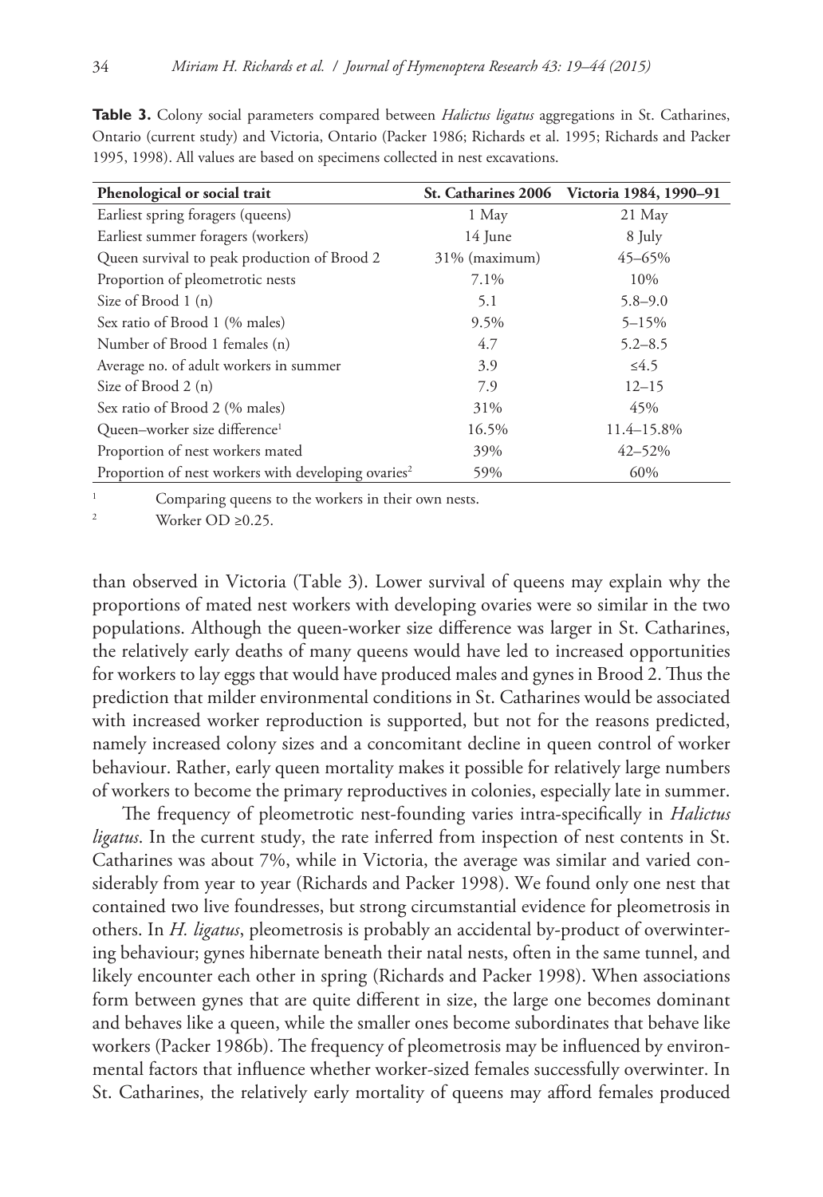**Table 3.** Colony social parameters compared between *Halictus ligatus* aggregations in St. Catharines, Ontario (current study) and Victoria, Ontario (Packer 1986; Richards et al. 1995; Richards and Packer 1995, 1998). All values are based on specimens collected in nest excavations.

| Phenological or social trait | St. Catharines 2006 | Victoria 1984, 1990–91 |
|---|---|---|
| Earliest spring foragers (queens) | 1 May | 21 May |
| Earliest summer foragers (workers) | 14 June | 8 July |
| Queen survival to peak production of Brood 2 | 31% (maximum) | 45–65% |
| Proportion of pleometrotic nests | 7.1% | 10% |
| Size of Brood 1 (n) | 5.1 | 5.8–9.0 |
| Sex ratio of Brood 1 (% males) | 9.5% | 5–15% |
| Number of Brood 1 females (n) | 4.7 | 5.2–8.5 |
| Average no. of adult workers in summer | 3.9 | ≤4.5 |
| Size of Brood 2 (n) | 7.9 | 12–15 |
| Sex ratio of Brood 2 (% males) | 31% | 45% |
| Queen–worker size difference[1] | 16.5% | 11.4–15.8% |
| Proportion of nest workers mated | 39% | 42–52% |
| Proportion of nest workers with developing ovaries[2] | 59% | 60% |

[1] Comparing queens to the workers in their own nests.

[2] Worker OD ≥0.25.

than observed in Victoria (Table 3). Lower survival of queens may explain why the proportions of mated nest workers with developing ovaries were so similar in the two populations. Although the queen-worker size difference was larger in St. Catharines, the relatively early deaths of many queens would have led to increased opportunities for workers to lay eggs that would have produced males and gynes in Brood 2. Thus the prediction that milder environmental conditions in St. Catharines would be associated with increased worker reproduction is supported, but not for the reasons predicted, namely increased colony sizes and a concomitant decline in queen control of worker behaviour. Rather, early queen mortality makes it possible for relatively large numbers of workers to become the primary reproductives in colonies, especially late in summer.

The frequency of pleometrotic nest-founding varies intra-specifically in *Halictus ligatus*. In the current study, the rate inferred from inspection of nest contents in St. Catharines was about 7%, while in Victoria, the average was similar and varied considerably from year to year (Richards and Packer 1998). We found only one nest that contained two live foundresses, but strong circumstantial evidence for pleometrosis in others. In *H. ligatus*, pleometrosis is probably an accidental by-product of overwintering behaviour; gynes hibernate beneath their natal nests, often in the same tunnel, and likely encounter each other in spring (Richards and Packer 1998). When associations form between gynes that are quite different in size, the large one becomes dominant and behaves like a queen, while the smaller ones become subordinates that behave like workers (Packer 1986b). The frequency of pleometrosis may be influenced by environmental factors that influence whether worker-sized females successfully overwinter. In St. Catharines, the relatively early mortality of queens may afford females produced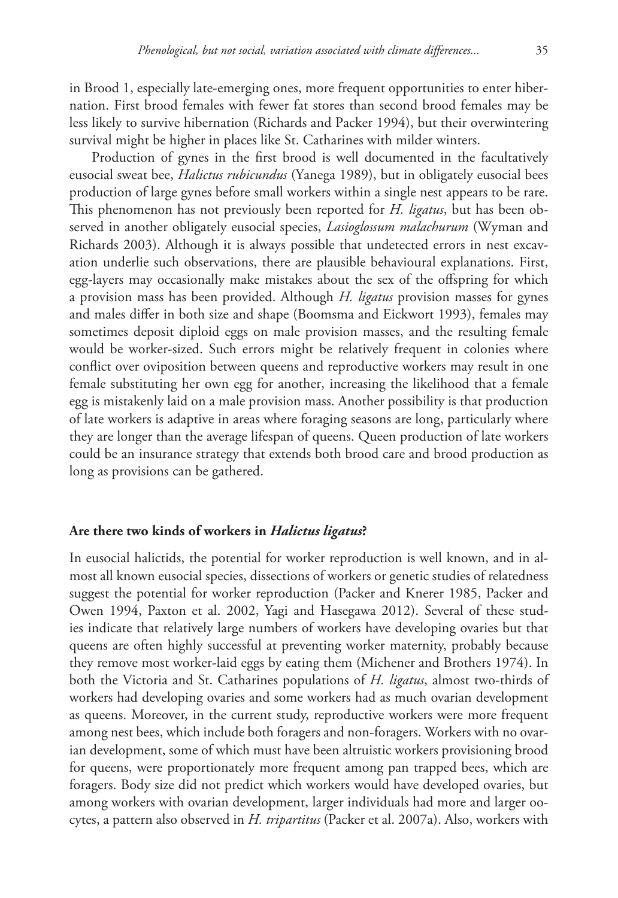in Brood 1, especially late-emerging ones, more frequent opportunities to enter hibernation. First brood females with fewer fat stores than second brood females may be less likely to survive hibernation (Richards and Packer 1994), but their overwintering survival might be higher in places like St. Catharines with milder winters.

Production of gynes in the first brood is well documented in the facultatively eusocial sweat bee, *Halictus rubicundus* (Yanega 1989), but in obligately eusocial bees production of large gynes before small workers within a single nest appears to be rare. This phenomenon has not previously been reported for *H. ligatus*, but has been observed in another obligately eusocial species, *Lasioglossum malachurum* (Wyman and Richards 2003). Although it is always possible that undetected errors in nest excavation underlie such observations, there are plausible behavioural explanations. First, egg-layers may occasionally make mistakes about the sex of the offspring for which a provision mass has been provided. Although *H. ligatus* provision masses for gynes and males differ in both size and shape (Boomsma and Eickwort 1993), females may sometimes deposit diploid eggs on male provision masses, and the resulting female would be worker-sized. Such errors might be relatively frequent in colonies where conflict over oviposition between queens and reproductive workers may result in one female substituting her own egg for another, increasing the likelihood that a female egg is mistakenly laid on a male provision mass. Another possibility is that production of late workers is adaptive in areas where foraging seasons are long, particularly where they are longer than the average lifespan of queens. Queen production of late workers could be an insurance strategy that extends both brood care and brood production as long as provisions can be gathered.

### Are there two kinds of workers in *Halictus ligatus*?

In eusocial halictids, the potential for worker reproduction is well known, and in almost all known eusocial species, dissections of workers or genetic studies of relatedness suggest the potential for worker reproduction (Packer and Knerer 1985, Packer and Owen 1994, Paxton et al. 2002, Yagi and Hasegawa 2012). Several of these studies indicate that relatively large numbers of workers have developing ovaries but that queens are often highly successful at preventing worker maternity, probably because they remove most worker-laid eggs by eating them (Michener and Brothers 1974). In both the Victoria and St. Catharines populations of *H. ligatus*, almost two-thirds of workers had developing ovaries and some workers had as much ovarian development as queens. Moreover, in the current study, reproductive workers were more frequent among nest bees, which include both foragers and non-foragers. Workers with no ovarian development, some of which must have been altruistic workers provisioning brood for queens, were proportionately more frequent among pan trapped bees, which are foragers. Body size did not predict which workers would have developed ovaries, but among workers with ovarian development, larger individuals had more and larger oocytes, a pattern also observed in *H. tripartitus* (Packer et al. 2007a). Also, workers with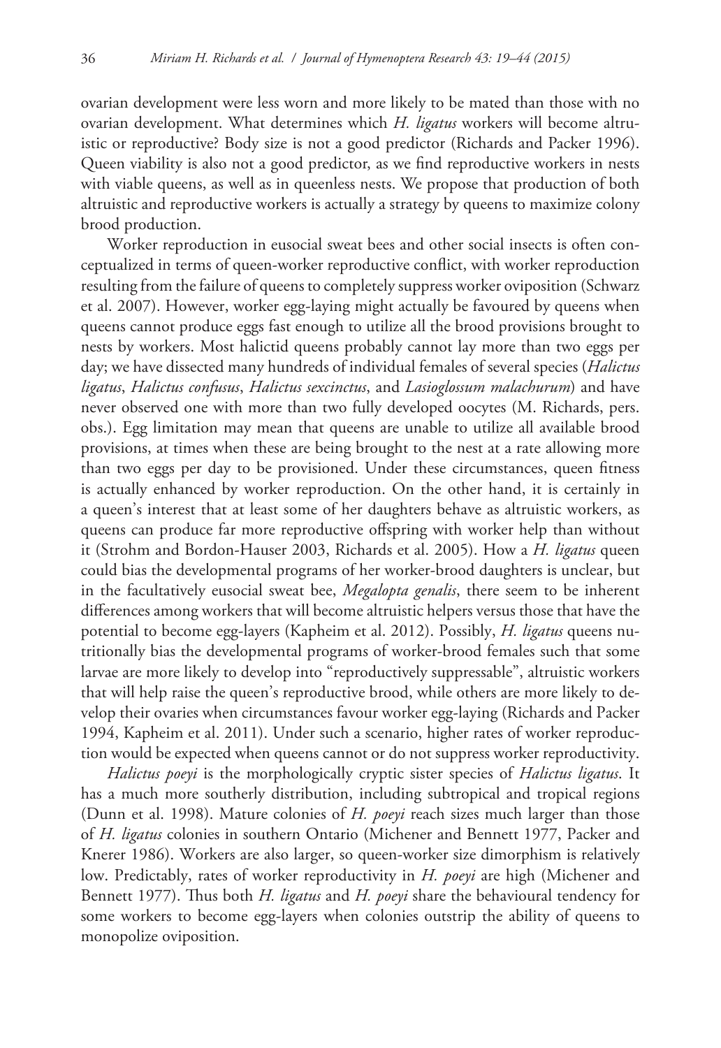ovarian development were less worn and more likely to be mated than those with no ovarian development. What determines which *H. ligatus* workers will become altruistic or reproductive? Body size is not a good predictor (Richards and Packer 1996). Queen viability is also not a good predictor, as we find reproductive workers in nests with viable queens, as well as in queenless nests. We propose that production of both altruistic and reproductive workers is actually a strategy by queens to maximize colony brood production.

Worker reproduction in eusocial sweat bees and other social insects is often conceptualized in terms of queen-worker reproductive conflict, with worker reproduction resulting from the failure of queens to completely suppress worker oviposition (Schwarz et al. 2007). However, worker egg-laying might actually be favoured by queens when queens cannot produce eggs fast enough to utilize all the brood provisions brought to nests by workers. Most halictid queens probably cannot lay more than two eggs per day; we have dissected many hundreds of individual females of several species (*Halictus ligatus*, *Halictus confusus*, *Halictus sexcinctus*, and *Lasioglossum malachurum*) and have never observed one with more than two fully developed oocytes (M. Richards, pers. obs.). Egg limitation may mean that queens are unable to utilize all available brood provisions, at times when these are being brought to the nest at a rate allowing more than two eggs per day to be provisioned. Under these circumstances, queen fitness is actually enhanced by worker reproduction. On the other hand, it is certainly in a queen's interest that at least some of her daughters behave as altruistic workers, as queens can produce far more reproductive offspring with worker help than without it (Strohm and Bordon-Hauser 2003, Richards et al. 2005). How a *H. ligatus* queen could bias the developmental programs of her worker-brood daughters is unclear, but in the facultatively eusocial sweat bee, *Megalopta genalis*, there seem to be inherent differences among workers that will become altruistic helpers versus those that have the potential to become egg-layers (Kapheim et al. 2012). Possibly, *H. ligatus* queens nutritionally bias the developmental programs of worker-brood females such that some larvae are more likely to develop into "reproductively suppressable", altruistic workers that will help raise the queen's reproductive brood, while others are more likely to develop their ovaries when circumstances favour worker egg-laying (Richards and Packer 1994, Kapheim et al. 2011). Under such a scenario, higher rates of worker reproduction would be expected when queens cannot or do not suppress worker reproductivity.

*Halictus poeyi* is the morphologically cryptic sister species of *Halictus ligatus*. It has a much more southerly distribution, including subtropical and tropical regions (Dunn et al. 1998). Mature colonies of *H. poeyi* reach sizes much larger than those of *H. ligatus* colonies in southern Ontario (Michener and Bennett 1977, Packer and Knerer 1986). Workers are also larger, so queen-worker size dimorphism is relatively low. Predictably, rates of worker reproductivity in *H. poeyi* are high (Michener and Bennett 1977). Thus both *H. ligatus* and *H. poeyi* share the behavioural tendency for some workers to become egg-layers when colonies outstrip the ability of queens to monopolize oviposition.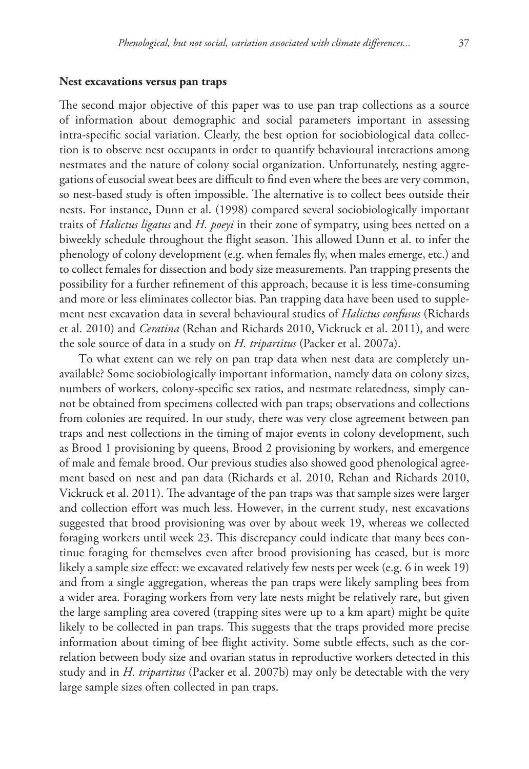### Nest excavations versus pan traps

The second major objective of this paper was to use pan trap collections as a source of information about demographic and social parameters important in assessing intra-specific social variation. Clearly, the best option for sociobiological data collection is to observe nest occupants in order to quantify behavioural interactions among nestmates and the nature of colony social organization. Unfortunately, nesting aggregations of eusocial sweat bees are difficult to find even where the bees are very common, so nest-based study is often impossible. The alternative is to collect bees outside their nests. For instance, Dunn et al. (1998) compared several sociobiologically important traits of *Halictus ligatus* and *H. poeyi* in their zone of sympatry, using bees netted on a biweekly schedule throughout the flight season. This allowed Dunn et al. to infer the phenology of colony development (e.g. when females fly, when males emerge, etc.) and to collect females for dissection and body size measurements. Pan trapping presents the possibility for a further refinement of this approach, because it is less time-consuming and more or less eliminates collector bias. Pan trapping data have been used to supplement nest excavation data in several behavioural studies of *Halictus confusus* (Richards et al. 2010) and *Ceratina* (Rehan and Richards 2010, Vickruck et al. 2011), and were the sole source of data in a study on *H. tripartitus* (Packer et al. 2007a).

To what extent can we rely on pan trap data when nest data are completely unavailable? Some sociobiologically important information, namely data on colony sizes, numbers of workers, colony-specific sex ratios, and nestmate relatedness, simply cannot be obtained from specimens collected with pan traps; observations and collections from colonies are required. In our study, there was very close agreement between pan traps and nest collections in the timing of major events in colony development, such as Brood 1 provisioning by queens, Brood 2 provisioning by workers, and emergence of male and female brood. Our previous studies also showed good phenological agreement based on nest and pan data (Richards et al. 2010, Rehan and Richards 2010, Vickruck et al. 2011). The advantage of the pan traps was that sample sizes were larger and collection effort was much less. However, in the current study, nest excavations suggested that brood provisioning was over by about week 19, whereas we collected foraging workers until week 23. This discrepancy could indicate that many bees continue foraging for themselves even after brood provisioning has ceased, but is more likely a sample size effect: we excavated relatively few nests per week (e.g. 6 in week 19) and from a single aggregation, whereas the pan traps were likely sampling bees from a wider area. Foraging workers from very late nests might be relatively rare, but given the large sampling area covered (trapping sites were up to a km apart) might be quite likely to be collected in pan traps. This suggests that the traps provided more precise information about timing of bee flight activity. Some subtle effects, such as the correlation between body size and ovarian status in reproductive workers detected in this study and in *H. tripartitus* (Packer et al. 2007b) may only be detectable with the very large sample sizes often collected in pan traps.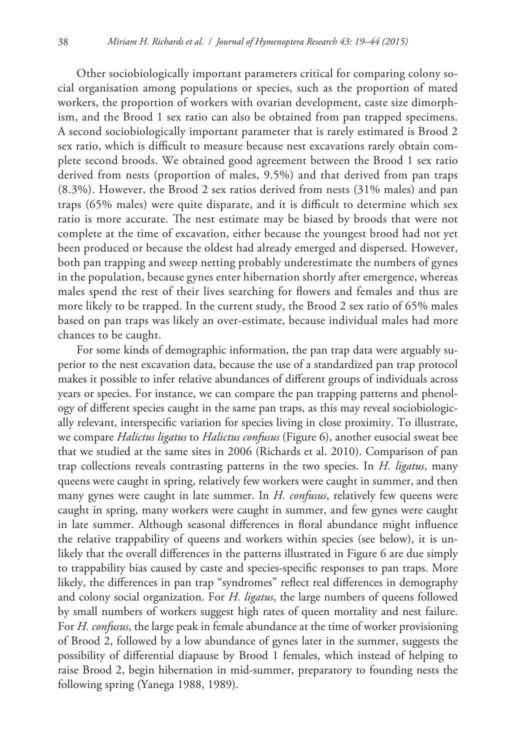Other sociobiologically important parameters critical for comparing colony social organisation among populations or species, such as the proportion of mated workers, the proportion of workers with ovarian development, caste size dimorphism, and the Brood 1 sex ratio can also be obtained from pan trapped specimens. A second sociobiologically important parameter that is rarely estimated is Brood 2 sex ratio, which is difficult to measure because nest excavations rarely obtain complete second broods. We obtained good agreement between the Brood 1 sex ratio derived from nests (proportion of males, 9.5%) and that derived from pan traps (8.3%). However, the Brood 2 sex ratios derived from nests (31% males) and pan traps (65% males) were quite disparate, and it is difficult to determine which sex ratio is more accurate. The nest estimate may be biased by broods that were not complete at the time of excavation, either because the youngest brood had not yet been produced or because the oldest had already emerged and dispersed. However, both pan trapping and sweep netting probably underestimate the numbers of gynes in the population, because gynes enter hibernation shortly after emergence, whereas males spend the rest of their lives searching for flowers and females and thus are more likely to be trapped. In the current study, the Brood 2 sex ratio of 65% males based on pan traps was likely an over-estimate, because individual males had more chances to be caught.

For some kinds of demographic information, the pan trap data were arguably superior to the nest excavation data, because the use of a standardized pan trap protocol makes it possible to infer relative abundances of different groups of individuals across years or species. For instance, we can compare the pan trapping patterns and phenology of different species caught in the same pan traps, as this may reveal sociobiologically relevant, interspecific variation for species living in close proximity. To illustrate, we compare *Halictus ligatus* to *Halictus confusus* (Figure 6), another eusocial sweat bee that we studied at the same sites in 2006 (Richards et al. 2010). Comparison of pan trap collections reveals contrasting patterns in the two species. In *H. ligatus*, many queens were caught in spring, relatively few workers were caught in summer, and then many gynes were caught in late summer. In *H. confusus*, relatively few queens were caught in spring, many workers were caught in summer, and few gynes were caught in late summer. Although seasonal differences in floral abundance might influence the relative trappability of queens and workers within species (see below), it is unlikely that the overall differences in the patterns illustrated in Figure 6 are due simply to trappability bias caused by caste and species-specific responses to pan traps. More likely, the differences in pan trap "syndromes" reflect real differences in demography and colony social organization. For *H. ligatus*, the large numbers of queens followed by small numbers of workers suggest high rates of queen mortality and nest failure. For *H. confusus*, the large peak in female abundance at the time of worker provisioning of Brood 2, followed by a low abundance of gynes later in the summer, suggests the possibility of differential diapause by Brood 1 females, which instead of helping to raise Brood 2, begin hibernation in mid-summer, preparatory to founding nests the following spring (Yanega 1988, 1989).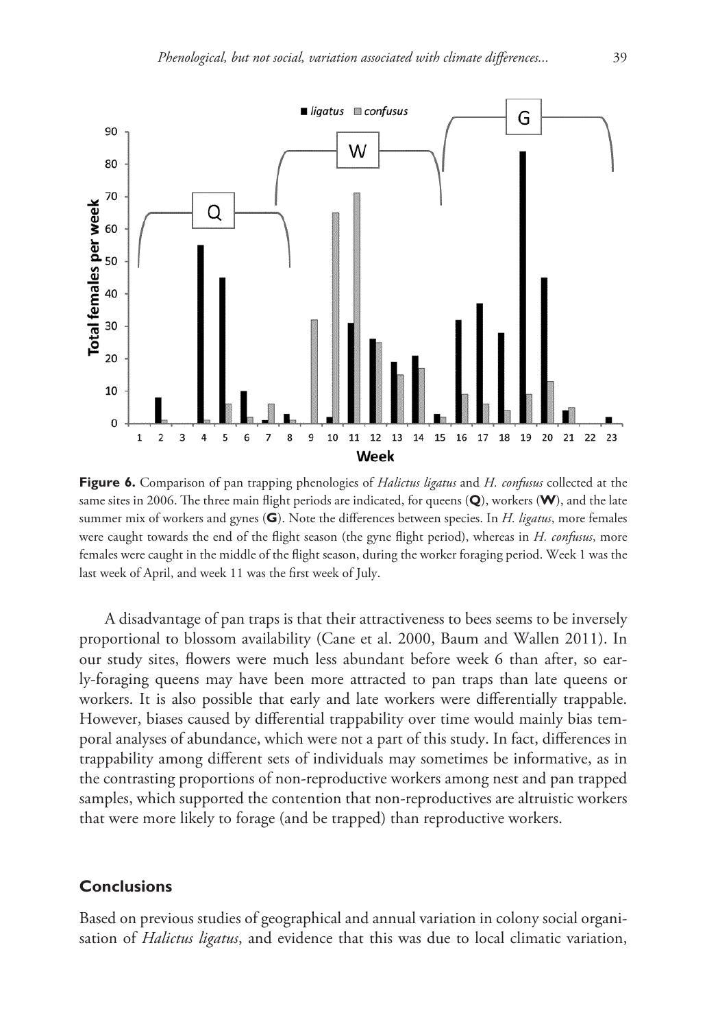**Figure 6.** Comparison of pan trapping phenologies of *Halictus ligatus* and *H. confusus* collected at the same sites in 2006. The three main flight periods are indicated, for queens (**Q**), workers (**W**), and the late summer mix of workers and gynes (**G**). Note the differences between species. In *H. ligatus*, more females were caught towards the end of the flight season (the gyne flight period), whereas in *H. confusus*, more females were caught in the middle of the flight season, during the worker foraging period. Week 1 was the last week of April, and week 11 was the first week of July.

A disadvantage of pan traps is that their attractiveness to bees seems to be inversely proportional to blossom availability (Cane et al. 2000, Baum and Wallen 2011). In our study sites, flowers were much less abundant before week 6 than after, so early-foraging queens may have been more attracted to pan traps than late queens or workers. It is also possible that early and late workers were differentially trappable. However, biases caused by differential trappability over time would mainly bias temporal analyses of abundance, which were not a part of this study. In fact, differences in trappability among different sets of individuals may sometimes be informative, as in the contrasting proportions of non-reproductive workers among nest and pan trapped samples, which supported the contention that non-reproductives are altruistic workers that were more likely to forage (and be trapped) than reproductive workers.

## Conclusions

Based on previous studies of geographical and annual variation in colony social organisation of *Halictus ligatus*, and evidence that this was due to local climatic variation,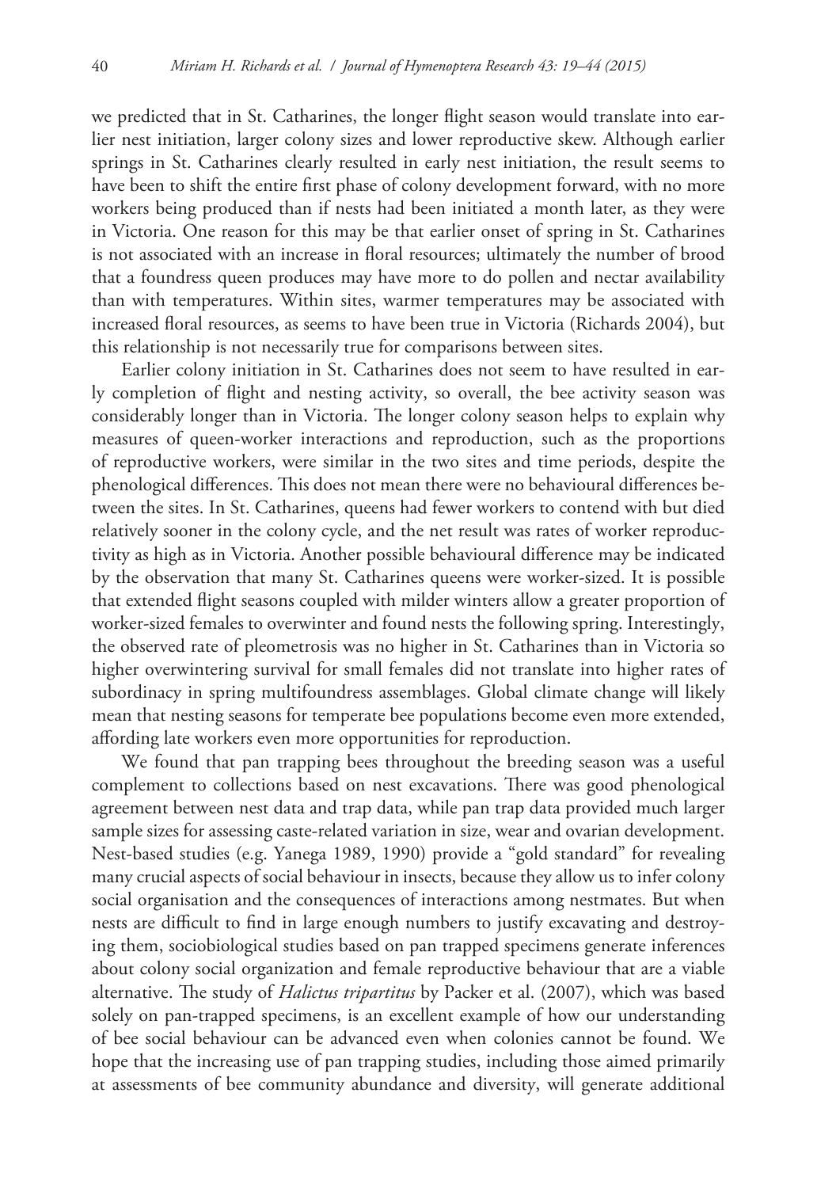we predicted that in St. Catharines, the longer flight season would translate into earlier nest initiation, larger colony sizes and lower reproductive skew. Although earlier springs in St. Catharines clearly resulted in early nest initiation, the result seems to have been to shift the entire first phase of colony development forward, with no more workers being produced than if nests had been initiated a month later, as they were in Victoria. One reason for this may be that earlier onset of spring in St. Catharines is not associated with an increase in floral resources; ultimately the number of brood that a foundress queen produces may have more to do pollen and nectar availability than with temperatures. Within sites, warmer temperatures may be associated with increased floral resources, as seems to have been true in Victoria (Richards 2004), but this relationship is not necessarily true for comparisons between sites.

Earlier colony initiation in St. Catharines does not seem to have resulted in early completion of flight and nesting activity, so overall, the bee activity season was considerably longer than in Victoria. The longer colony season helps to explain why measures of queen-worker interactions and reproduction, such as the proportions of reproductive workers, were similar in the two sites and time periods, despite the phenological differences. This does not mean there were no behavioural differences between the sites. In St. Catharines, queens had fewer workers to contend with but died relatively sooner in the colony cycle, and the net result was rates of worker reproductivity as high as in Victoria. Another possible behavioural difference may be indicated by the observation that many St. Catharines queens were worker-sized. It is possible that extended flight seasons coupled with milder winters allow a greater proportion of worker-sized females to overwinter and found nests the following spring. Interestingly, the observed rate of pleometrosis was no higher in St. Catharines than in Victoria so higher overwintering survival for small females did not translate into higher rates of subordinacy in spring multifoundress assemblages. Global climate change will likely mean that nesting seasons for temperate bee populations become even more extended, affording late workers even more opportunities for reproduction.

We found that pan trapping bees throughout the breeding season was a useful complement to collections based on nest excavations. There was good phenological agreement between nest data and trap data, while pan trap data provided much larger sample sizes for assessing caste-related variation in size, wear and ovarian development. Nest-based studies (e.g. Yanega 1989, 1990) provide a "gold standard" for revealing many crucial aspects of social behaviour in insects, because they allow us to infer colony social organisation and the consequences of interactions among nestmates. But when nests are difficult to find in large enough numbers to justify excavating and destroying them, sociobiological studies based on pan trapped specimens generate inferences about colony social organization and female reproductive behaviour that are a viable alternative. The study of *Halictus tripartitus* by Packer et al. (2007), which was based solely on pan-trapped specimens, is an excellent example of how our understanding of bee social behaviour can be advanced even when colonies cannot be found. We hope that the increasing use of pan trapping studies, including those aimed primarily at assessments of bee community abundance and diversity, will generate additional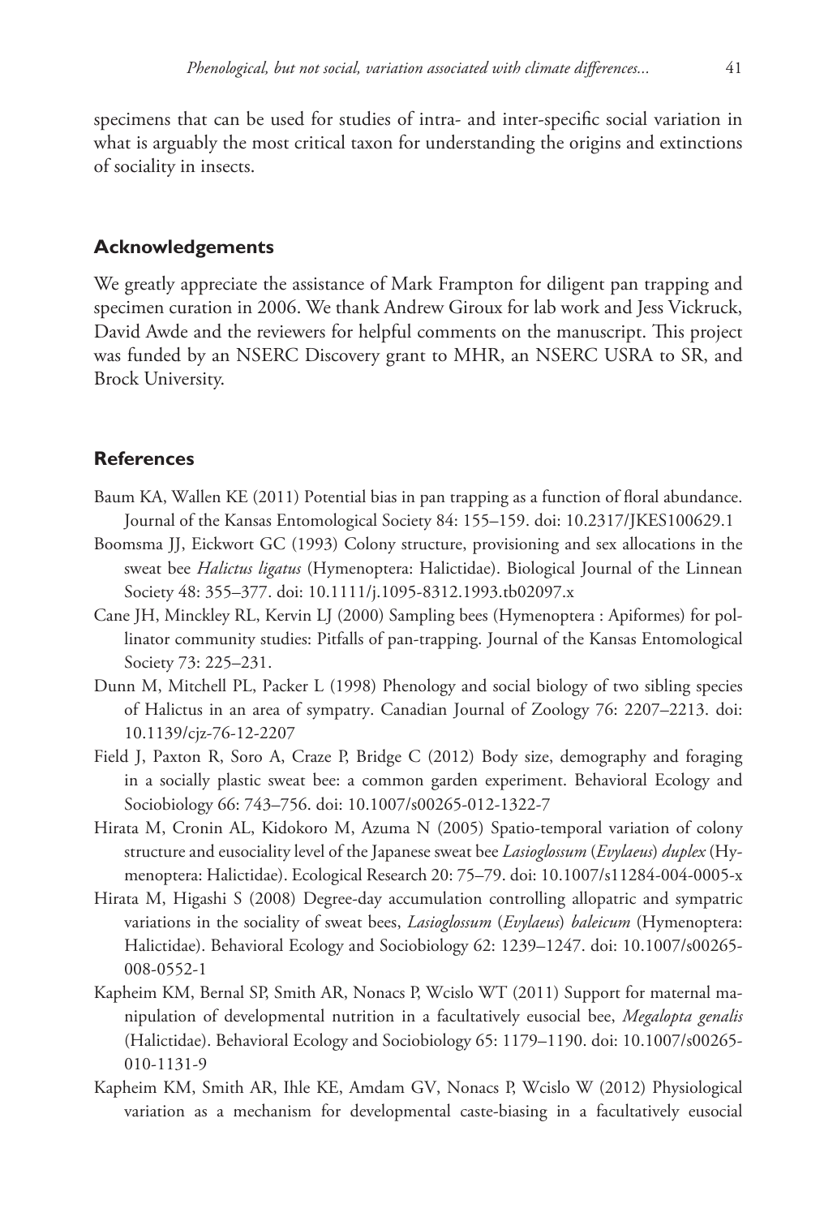specimens that can be used for studies of intra- and inter-specific social variation in what is arguably the most critical taxon for understanding the origins and extinctions of sociality in insects.

## Acknowledgements

We greatly appreciate the assistance of Mark Frampton for diligent pan trapping and specimen curation in 2006. We thank Andrew Giroux for lab work and Jess Vickruck, David Awde and the reviewers for helpful comments on the manuscript. This project was funded by an NSERC Discovery grant to MHR, an NSERC USRA to SR, and Brock University.

## References

Baum KA, Wallen KE (2011) Potential bias in pan trapping as a function of floral abundance. Journal of the Kansas Entomological Society 84: 155–159. doi: 10.2317/JKES100629.1

Boomsma JJ, Eickwort GC (1993) Colony structure, provisioning and sex allocations in the sweat bee *Halictus ligatus* (Hymenoptera: Halictidae). Biological Journal of the Linnean Society 48: 355–377. doi: 10.1111/j.1095-8312.1993.tb02097.x

Cane JH, Minckley RL, Kervin LJ (2000) Sampling bees (Hymenoptera : Apiformes) for pollinator community studies: Pitfalls of pan-trapping. Journal of the Kansas Entomological Society 73: 225–231.

Dunn M, Mitchell PL, Packer L (1998) Phenology and social biology of two sibling species of Halictus in an area of sympatry. Canadian Journal of Zoology 76: 2207–2213. doi: 10.1139/cjz-76-12-2207

Field J, Paxton R, Soro A, Craze P, Bridge C (2012) Body size, demography and foraging in a socially plastic sweat bee: a common garden experiment. Behavioral Ecology and Sociobiology 66: 743–756. doi: 10.1007/s00265-012-1322-7

Hirata M, Cronin AL, Kidokoro M, Azuma N (2005) Spatio-temporal variation of colony structure and eusociality level of the Japanese sweat bee *Lasioglossum* (*Evylaeus*) *duplex* (Hymenoptera: Halictidae). Ecological Research 20: 75–79. doi: 10.1007/s11284-004-0005-x

Hirata M, Higashi S (2008) Degree-day accumulation controlling allopatric and sympatric variations in the sociality of sweat bees, *Lasioglossum* (*Evylaeus*) *baleicum* (Hymenoptera: Halictidae). Behavioral Ecology and Sociobiology 62: 1239–1247. doi: 10.1007/s00265-008-0552-1

Kapheim KM, Bernal SP, Smith AR, Nonacs P, Wcislo WT (2011) Support for maternal manipulation of developmental nutrition in a facultatively eusocial bee, *Megalopta genalis* (Halictidae). Behavioral Ecology and Sociobiology 65: 1179–1190. doi: 10.1007/s00265-010-1131-9

Kapheim KM, Smith AR, Ihle KE, Amdam GV, Nonacs P, Wcislo W (2012) Physiological variation as a mechanism for developmental caste-biasing in a facultatively eusocial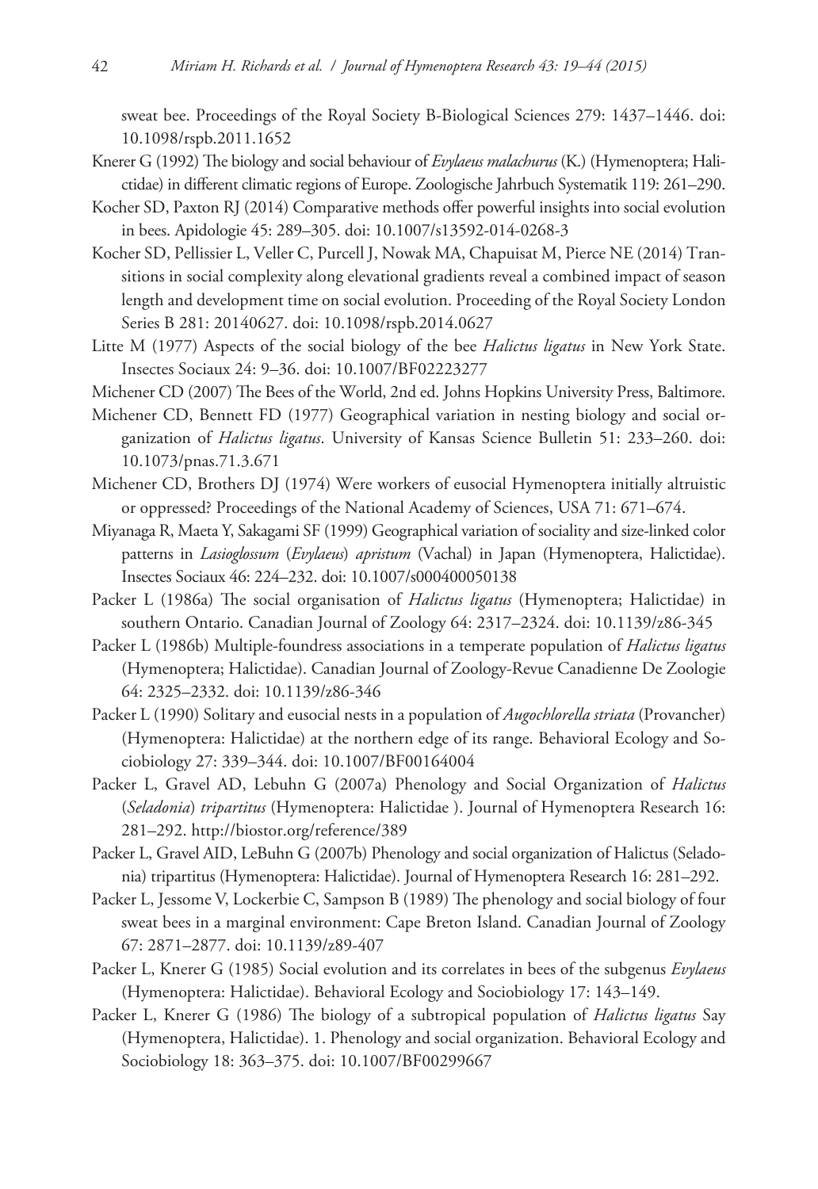sweat bee. Proceedings of the Royal Society B-Biological Sciences 279: 1437–1446. doi: 10.1098/rspb.2011.1652

Knerer G (1992) The biology and social behaviour of *Evylaeus malachurus* (K.) (Hymenoptera; Halictidae) in different climatic regions of Europe. Zoologische Jahrbuch Systematik 119: 261–290.

Kocher SD, Paxton RJ (2014) Comparative methods offer powerful insights into social evolution in bees. Apidologie 45: 289–305. doi: 10.1007/s13592-014-0268-3

Kocher SD, Pellissier L, Veller C, Purcell J, Nowak MA, Chapuisat M, Pierce NE (2014) Transitions in social complexity along elevational gradients reveal a combined impact of season length and development time on social evolution. Proceeding of the Royal Society London Series B 281: 20140627. doi: 10.1098/rspb.2014.0627

Litte M (1977) Aspects of the social biology of the bee *Halictus ligatus* in New York State. Insectes Sociaux 24: 9–36. doi: 10.1007/BF02223277

Michener CD (2007) The Bees of the World, 2nd ed. Johns Hopkins University Press, Baltimore.

Michener CD, Bennett FD (1977) Geographical variation in nesting biology and social organization of *Halictus ligatus*. University of Kansas Science Bulletin 51: 233–260. doi: 10.1073/pnas.71.3.671

Michener CD, Brothers DJ (1974) Were workers of eusocial Hymenoptera initially altruistic or oppressed? Proceedings of the National Academy of Sciences, USA 71: 671–674.

Miyanaga R, Maeta Y, Sakagami SF (1999) Geographical variation of sociality and size-linked color patterns in *Lasioglossum* (*Evylaeus*) *apristum* (Vachal) in Japan (Hymenoptera, Halictidae). Insectes Sociaux 46: 224–232. doi: 10.1007/s000400050138

Packer L (1986a) The social organisation of *Halictus ligatus* (Hymenoptera; Halictidae) in southern Ontario. Canadian Journal of Zoology 64: 2317–2324. doi: 10.1139/z86-345

Packer L (1986b) Multiple-foundress associations in a temperate population of *Halictus ligatus* (Hymenoptera; Halictidae). Canadian Journal of Zoology-Revue Canadienne De Zoologie 64: 2325–2332. doi: 10.1139/z86-346

Packer L (1990) Solitary and eusocial nests in a population of *Augochlorella striata* (Provancher) (Hymenoptera: Halictidae) at the northern edge of its range. Behavioral Ecology and Sociobiology 27: 339–344. doi: 10.1007/BF00164004

Packer L, Gravel AD, Lebuhn G (2007a) Phenology and Social Organization of *Halictus* (*Seladonia*) *tripartitus* (Hymenoptera: Halictidae ). Journal of Hymenoptera Research 16: 281–292. http://biostor.org/reference/389

Packer L, Gravel AID, LeBuhn G (2007b) Phenology and social organization of Halictus (Seladonia) tripartitus (Hymenoptera: Halictidae). Journal of Hymenoptera Research 16: 281–292.

Packer L, Jessome V, Lockerbie C, Sampson B (1989) The phenology and social biology of four sweat bees in a marginal environment: Cape Breton Island. Canadian Journal of Zoology 67: 2871–2877. doi: 10.1139/z89-407

Packer L, Knerer G (1985) Social evolution and its correlates in bees of the subgenus *Evylaeus* (Hymenoptera: Halictidae). Behavioral Ecology and Sociobiology 17: 143–149.

Packer L, Knerer G (1986) The biology of a subtropical population of *Halictus ligatus* Say (Hymenoptera, Halictidae). 1. Phenology and social organization. Behavioral Ecology and Sociobiology 18: 363–375. doi: 10.1007/BF00299667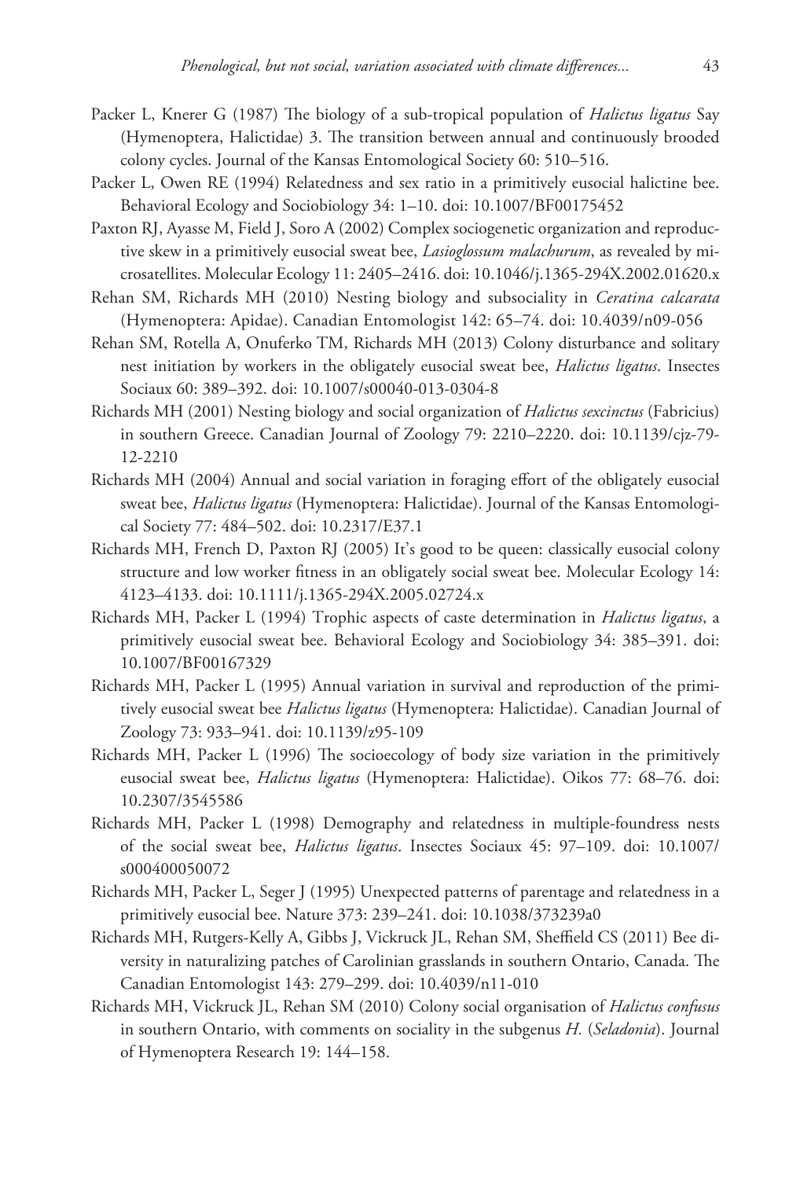Packer L, Knerer G (1987) The biology of a sub-tropical population of *Halictus ligatus* Say (Hymenoptera, Halictidae) 3. The transition between annual and continuously brooded colony cycles. Journal of the Kansas Entomological Society 60: 510–516.

Packer L, Owen RE (1994) Relatedness and sex ratio in a primitively eusocial halictine bee. Behavioral Ecology and Sociobiology 34: 1–10. doi: 10.1007/BF00175452

Paxton RJ, Ayasse M, Field J, Soro A (2002) Complex sociogenetic organization and reproductive skew in a primitively eusocial sweat bee, *Lasioglossum malachurum*, as revealed by microsatellites. Molecular Ecology 11: 2405–2416. doi: 10.1046/j.1365-294X.2002.01620.x

Rehan SM, Richards MH (2010) Nesting biology and subsociality in *Ceratina calcarata* (Hymenoptera: Apidae). Canadian Entomologist 142: 65–74. doi: 10.4039/n09-056

Rehan SM, Rotella A, Onuferko TM, Richards MH (2013) Colony disturbance and solitary nest initiation by workers in the obligately eusocial sweat bee, *Halictus ligatus*. Insectes Sociaux 60: 389–392. doi: 10.1007/s00040-013-0304-8

Richards MH (2001) Nesting biology and social organization of *Halictus sexcinctus* (Fabricius) in southern Greece. Canadian Journal of Zoology 79: 2210–2220. doi: 10.1139/cjz-79-12-2210

Richards MH (2004) Annual and social variation in foraging effort of the obligately eusocial sweat bee, *Halictus ligatus* (Hymenoptera: Halictidae). Journal of the Kansas Entomological Society 77: 484–502. doi: 10.2317/E37.1

Richards MH, French D, Paxton RJ (2005) It's good to be queen: classically eusocial colony structure and low worker fitness in an obligately social sweat bee. Molecular Ecology 14: 4123–4133. doi: 10.1111/j.1365-294X.2005.02724.x

Richards MH, Packer L (1994) Trophic aspects of caste determination in *Halictus ligatus*, a primitively eusocial sweat bee. Behavioral Ecology and Sociobiology 34: 385–391. doi: 10.1007/BF00167329

Richards MH, Packer L (1995) Annual variation in survival and reproduction of the primitively eusocial sweat bee *Halictus ligatus* (Hymenoptera: Halictidae). Canadian Journal of Zoology 73: 933–941. doi: 10.1139/z95-109

Richards MH, Packer L (1996) The socioecology of body size variation in the primitively eusocial sweat bee, *Halictus ligatus* (Hymenoptera: Halictidae). Oikos 77: 68–76. doi: 10.2307/3545586

Richards MH, Packer L (1998) Demography and relatedness in multiple-foundress nests of the social sweat bee, *Halictus ligatus*. Insectes Sociaux 45: 97–109. doi: 10.1007/s000400050072

Richards MH, Packer L, Seger J (1995) Unexpected patterns of parentage and relatedness in a primitively eusocial bee. Nature 373: 239–241. doi: 10.1038/373239a0

Richards MH, Rutgers-Kelly A, Gibbs J, Vickruck JL, Rehan SM, Sheffield CS (2011) Bee diversity in naturalizing patches of Carolinian grasslands in southern Ontario, Canada. The Canadian Entomologist 143: 279–299. doi: 10.4039/n11-010

Richards MH, Vickruck JL, Rehan SM (2010) Colony social organisation of *Halictus confusus* in southern Ontario, with comments on sociality in the subgenus *H.* (*Seladonia*). Journal of Hymenoptera Research 19: 144–158.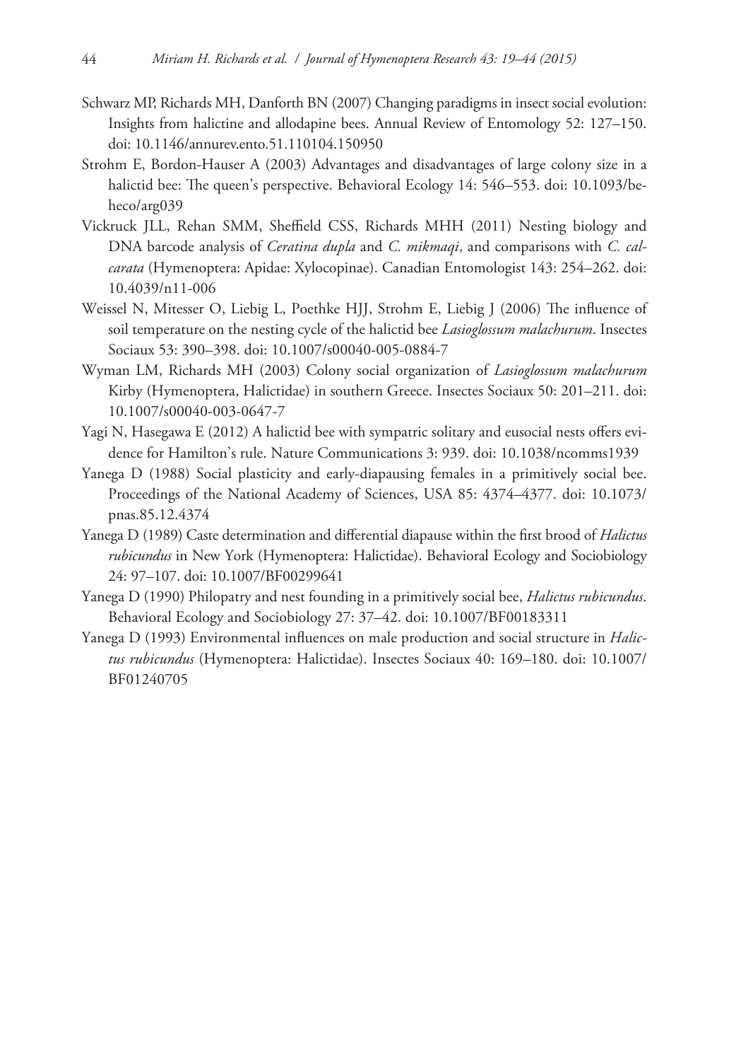Schwarz MP, Richards MH, Danforth BN (2007) Changing paradigms in insect social evolution: Insights from halictine and allodapine bees. Annual Review of Entomology 52: 127–150. doi: 10.1146/annurev.ento.51.110104.150950

Strohm E, Bordon-Hauser A (2003) Advantages and disadvantages of large colony size in a halictid bee: The queen's perspective. Behavioral Ecology 14: 546–553. doi: 10.1093/beheco/arg039

Vickruck JLL, Rehan SMM, Sheffield CSS, Richards MHH (2011) Nesting biology and DNA barcode analysis of *Ceratina dupla* and *C. mikmaqi*, and comparisons with *C. calcarata* (Hymenoptera: Apidae: Xylocopinae). Canadian Entomologist 143: 254–262. doi: 10.4039/n11-006

Weissel N, Mitesser O, Liebig L, Poethke HJJ, Strohm E, Liebig J (2006) The influence of soil temperature on the nesting cycle of the halictid bee *Lasioglossum malachurum*. Insectes Sociaux 53: 390–398. doi: 10.1007/s00040-005-0884-7

Wyman LM, Richards MH (2003) Colony social organization of *Lasioglossum malachurum* Kirby (Hymenoptera, Halictidae) in southern Greece. Insectes Sociaux 50: 201–211. doi: 10.1007/s00040-003-0647-7

Yagi N, Hasegawa E (2012) A halictid bee with sympatric solitary and eusocial nests offers evidence for Hamilton's rule. Nature Communications 3: 939. doi: 10.1038/ncomms1939

Yanega D (1988) Social plasticity and early-diapausing females in a primitively social bee. Proceedings of the National Academy of Sciences, USA 85: 4374–4377. doi: 10.1073/pnas.85.12.4374

Yanega D (1989) Caste determination and differential diapause within the first brood of *Halictus rubicundus* in New York (Hymenoptera: Halictidae). Behavioral Ecology and Sociobiology 24: 97–107. doi: 10.1007/BF00299641

Yanega D (1990) Philopatry and nest founding in a primitively social bee, *Halictus rubicundus*. Behavioral Ecology and Sociobiology 27: 37–42. doi: 10.1007/BF00183311

Yanega D (1993) Environmental influences on male production and social structure in *Halictus rubicundus* (Hymenoptera: Halictidae). Insectes Sociaux 40: 169–180. doi: 10.1007/BF01240705